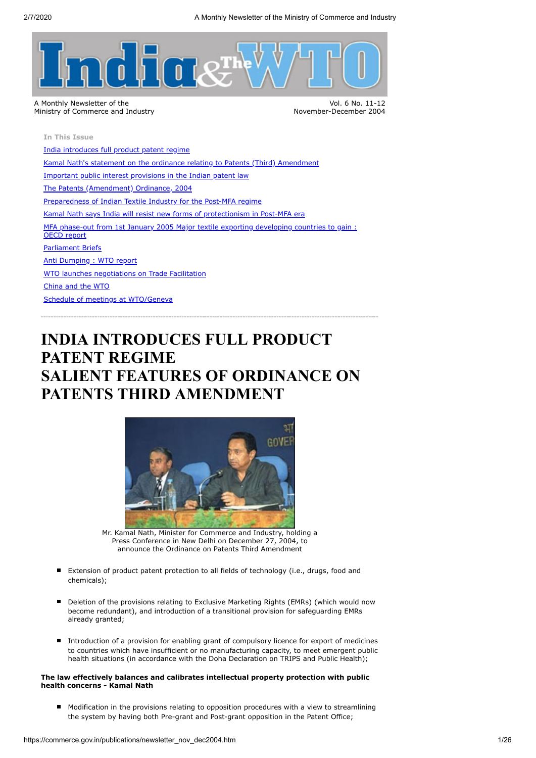# India & The WTO

A Monthly Newsletter of the Ministry of Commerce and Industry

Vol. 6 No. 11-12
November-December 2004

**In This Issue**

- India introduces full product patent regime
- Kamal Nath's statement on the ordinance relating to Patents (Third) Amendment
- Important public interest provisions in the Indian patent law
- The Patents (Amendment) Ordinance, 2004
- Preparedness of Indian Textile Industry for the Post-MFA regime
- Kamal Nath says India will resist new forms of protectionism in Post-MFA era
- MFA phase-out from 1st January 2005 Major textile exporting developing countries to gain : OECD report
- Parliament Briefs
- Anti Dumping : WTO report
- WTO launches negotiations on Trade Facilitation
- China and the WTO
- Schedule of meetings at WTO/Geneva

---

# INDIA INTRODUCES FULL PRODUCT PATENT REGIME
# SALIENT FEATURES OF ORDINANCE ON PATENTS THIRD AMENDMENT

Mr. Kamal Nath, Minister for Commerce and Industry, holding a Press Conference in New Delhi on December 27, 2004, to announce the Ordinance on Patents Third Amendment

- Extension of product patent protection to all fields of technology (i.e., drugs, food and chemicals);
- Deletion of the provisions relating to Exclusive Marketing Rights (EMRs) (which would now become redundant), and introduction of a transitional provision for safeguarding EMRs already granted;
- Introduction of a provision for enabling grant of compulsory licence for export of medicines to countries which have insufficient or no manufacturing capacity, to meet emergent public health situations (in accordance with the Doha Declaration on TRIPS and Public Health);

**The law effectively balances and calibrates intellectual property protection with public health concerns - Kamal Nath**

- Modification in the provisions relating to opposition procedures with a view to streamlining the system by having both Pre-grant and Post-grant opposition in the Patent Office;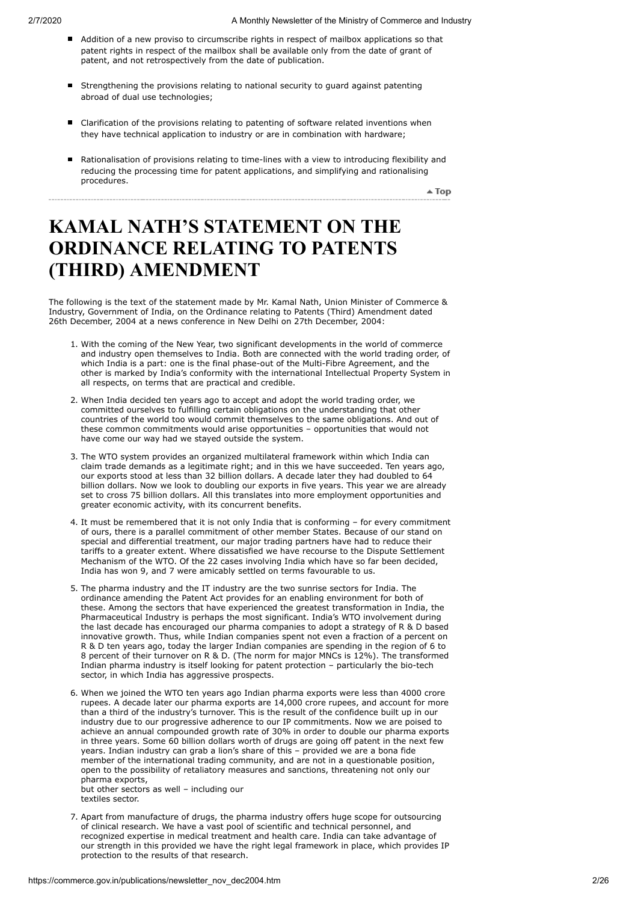- Addition of a new proviso to circumscribe rights in respect of mailbox applications so that patent rights in respect of the mailbox shall be available only from the date of grant of patent, and not retrospectively from the date of publication.
- Strengthening the provisions relating to national security to guard against patenting abroad of dual use technologies;
- Clarification of the provisions relating to patenting of software related inventions when they have technical application to industry or are in combination with hardware;
- Rationalisation of provisions relating to time-lines with a view to introducing flexibility and reducing the processing time for patent applications, and simplifying and rationalising procedures.

▲ Top

# KAMAL NATH'S STATEMENT ON THE ORDINANCE RELATING TO PATENTS (THIRD) AMENDMENT

The following is the text of the statement made by Mr. Kamal Nath, Union Minister of Commerce & Industry, Government of India, on the Ordinance relating to Patents (Third) Amendment dated 26th December, 2004 at a news conference in New Delhi on 27th December, 2004:

1. With the coming of the New Year, two significant developments in the world of commerce and industry open themselves to India. Both are connected with the world trading order, of which India is a part: one is the final phase-out of the Multi-Fibre Agreement, and the other is marked by India's conformity with the international Intellectual Property System in all respects, on terms that are practical and credible.
2. When India decided ten years ago to accept and adopt the world trading order, we committed ourselves to fulfilling certain obligations on the understanding that other countries of the world too would commit themselves to the same obligations. And out of these common commitments would arise opportunities – opportunities that would not have come our way had we stayed outside the system.
3. The WTO system provides an organized multilateral framework within which India can claim trade demands as a legitimate right; and in this we have succeeded. Ten years ago, our exports stood at less than 32 billion dollars. A decade later they had doubled to 64 billion dollars. Now we look to doubling our exports in five years. This year we are already set to cross 75 billion dollars. All this translates into more employment opportunities and greater economic activity, with its concurrent benefits.
4. It must be remembered that it is not only India that is conforming – for every commitment of ours, there is a parallel commitment of other member States. Because of our stand on special and differential treatment, our major trading partners have had to reduce their tariffs to a greater extent. Where dissatisfied we have recourse to the Dispute Settlement Mechanism of the WTO. Of the 22 cases involving India which have so far been decided, India has won 9, and 7 were amicably settled on terms favourable to us.
5. The pharma industry and the IT industry are the two sunrise sectors for India. The ordinance amending the Patent Act provides for an enabling environment for both of these. Among the sectors that have experienced the greatest transformation in India, the Pharmaceutical Industry is perhaps the most significant. India's WTO involvement during the last decade has encouraged our pharma companies to adopt a strategy of R & D based innovative growth. Thus, while Indian companies spent not even a fraction of a percent on R & D ten years ago, today the larger Indian companies are spending in the region of 6 to 8 percent of their turnover on R & D. (The norm for major MNCs is 12%). The transformed Indian pharma industry is itself looking for patent protection – particularly the bio-tech sector, in which India has aggressive prospects.
6. When we joined the WTO ten years ago Indian pharma exports were less than 4000 crore rupees. A decade later our pharma exports are 14,000 crore rupees, and account for more than a third of the industry's turnover. This is the result of the confidence built up in our industry due to our progressive adherence to our IP commitments. Now we are poised to achieve an annual compounded growth rate of 30% in order to double our pharma exports in three years. Some 60 billion dollars worth of drugs are going off patent in the next few years. Indian industry can grab a lion's share of this – provided we are a bona fide member of the international trading community, and are not in a questionable position, open to the possibility of retaliatory measures and sanctions, threatening not only our pharma exports,
but other sectors as well – including our
textiles sector.
7. Apart from manufacture of drugs, the pharma industry offers huge scope for outsourcing of clinical research. We have a vast pool of scientific and technical personnel, and recognized expertise in medical treatment and health care. India can take advantage of our strength in this provided we have the right legal framework in place, which provides IP protection to the results of that research.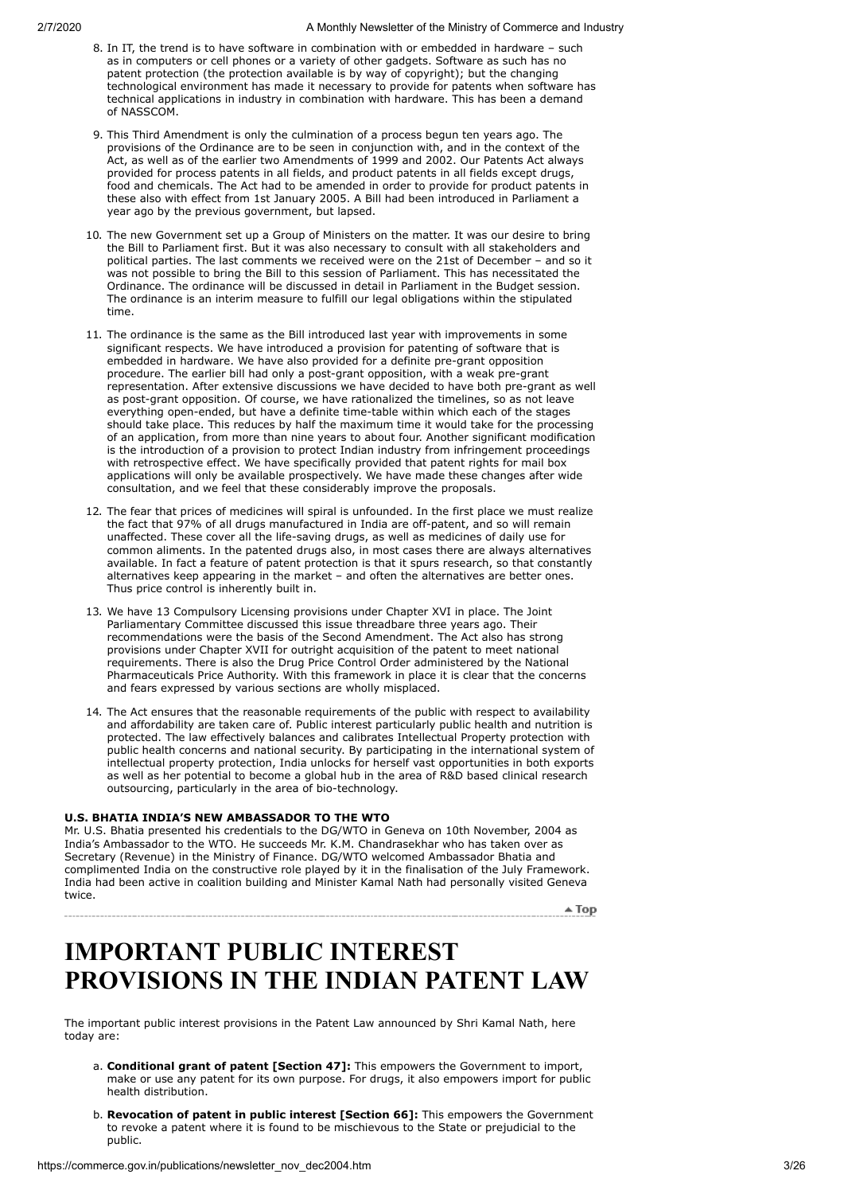8. In IT, the trend is to have software in combination with or embedded in hardware – such as in computers or cell phones or a variety of other gadgets. Software as such has no patent protection (the protection available is by way of copyright); but the changing technological environment has made it necessary to provide for patents when software has technical applications in industry in combination with hardware. This has been a demand of NASSCOM.

9. This Third Amendment is only the culmination of a process begun ten years ago. The provisions of the Ordinance are to be seen in conjunction with, and in the context of the Act, as well as of the earlier two Amendments of 1999 and 2002. Our Patents Act always provided for process patents in all fields, and product patents in all fields except drugs, food and chemicals. The Act had to be amended in order to provide for product patents in these also with effect from 1st January 2005. A Bill had been introduced in Parliament a year ago by the previous government, but lapsed.

10. The new Government set up a Group of Ministers on the matter. It was our desire to bring the Bill to Parliament first. But it was also necessary to consult with all stakeholders and political parties. The last comments we received were on the 21st of December – and so it was not possible to bring the Bill to this session of Parliament. This has necessitated the Ordinance. The ordinance will be discussed in detail in Parliament in the Budget session. The ordinance is an interim measure to fulfill our legal obligations within the stipulated time.

11. The ordinance is the same as the Bill introduced last year with improvements in some significant respects. We have introduced a provision for patenting of software that is embedded in hardware. We have also provided for a definite pre-grant opposition procedure. The earlier bill had only a post-grant opposition, with a weak pre-grant representation. After extensive discussions we have decided to have both pre-grant as well as post-grant opposition. Of course, we have rationalized the timelines, so as not leave everything open-ended, but have a definite time-table within which each of the stages should take place. This reduces by half the maximum time it would take for the processing of an application, from more than nine years to about four. Another significant modification is the introduction of a provision to protect Indian industry from infringement proceedings with retrospective effect. We have specifically provided that patent rights for mail box applications will only be available prospectively. We have made these changes after wide consultation, and we feel that these considerably improve the proposals.

12. The fear that prices of medicines will spiral is unfounded. In the first place we must realize the fact that 97% of all drugs manufactured in India are off-patent, and so will remain unaffected. These cover all the life-saving drugs, as well as medicines of daily use for common aliments. In the patented drugs also, in most cases there are always alternatives available. In fact a feature of patent protection is that it spurs research, so that constantly alternatives keep appearing in the market – and often the alternatives are better ones. Thus price control is inherently built in.

13. We have 13 Compulsory Licensing provisions under Chapter XVI in place. The Joint Parliamentary Committee discussed this issue threadbare three years ago. Their recommendations were the basis of the Second Amendment. The Act also has strong provisions under Chapter XVII for outright acquisition of the patent to meet national requirements. There is also the Drug Price Control Order administered by the National Pharmaceuticals Price Authority. With this framework in place it is clear that the concerns and fears expressed by various sections are wholly misplaced.

14. The Act ensures that the reasonable requirements of the public with respect to availability and affordability are taken care of. Public interest particularly public health and nutrition is protected. The law effectively balances and calibrates Intellectual Property protection with public health concerns and national security. By participating in the international system of intellectual property protection, India unlocks for herself vast opportunities in both exports as well as her potential to become a global hub in the area of R&D based clinical research outsourcing, particularly in the area of bio-technology.

**U.S. BHATIA INDIA'S NEW AMBASSADOR TO THE WTO**

Mr. U.S. Bhatia presented his credentials to the DG/WTO in Geneva on 10th November, 2004 as India's Ambassador to the WTO. He succeeds Mr. K.M. Chandrasekhar who has taken over as Secretary (Revenue) in the Ministry of Finance. DG/WTO welcomed Ambassador Bhatia and complimented India on the constructive role played by it in the finalisation of the July Framework. India had been active in coalition building and Minister Kamal Nath had personally visited Geneva twice.

▲ Top

# IMPORTANT PUBLIC INTEREST PROVISIONS IN THE INDIAN PATENT LAW

The important public interest provisions in the Patent Law announced by Shri Kamal Nath, here today are:

a. **Conditional grant of patent [Section 47]:** This empowers the Government to import, make or use any patent for its own purpose. For drugs, it also empowers import for public health distribution.

b. **Revocation of patent in public interest [Section 66]:** This empowers the Government to revoke a patent where it is found to be mischievous to the State or prejudicial to the public.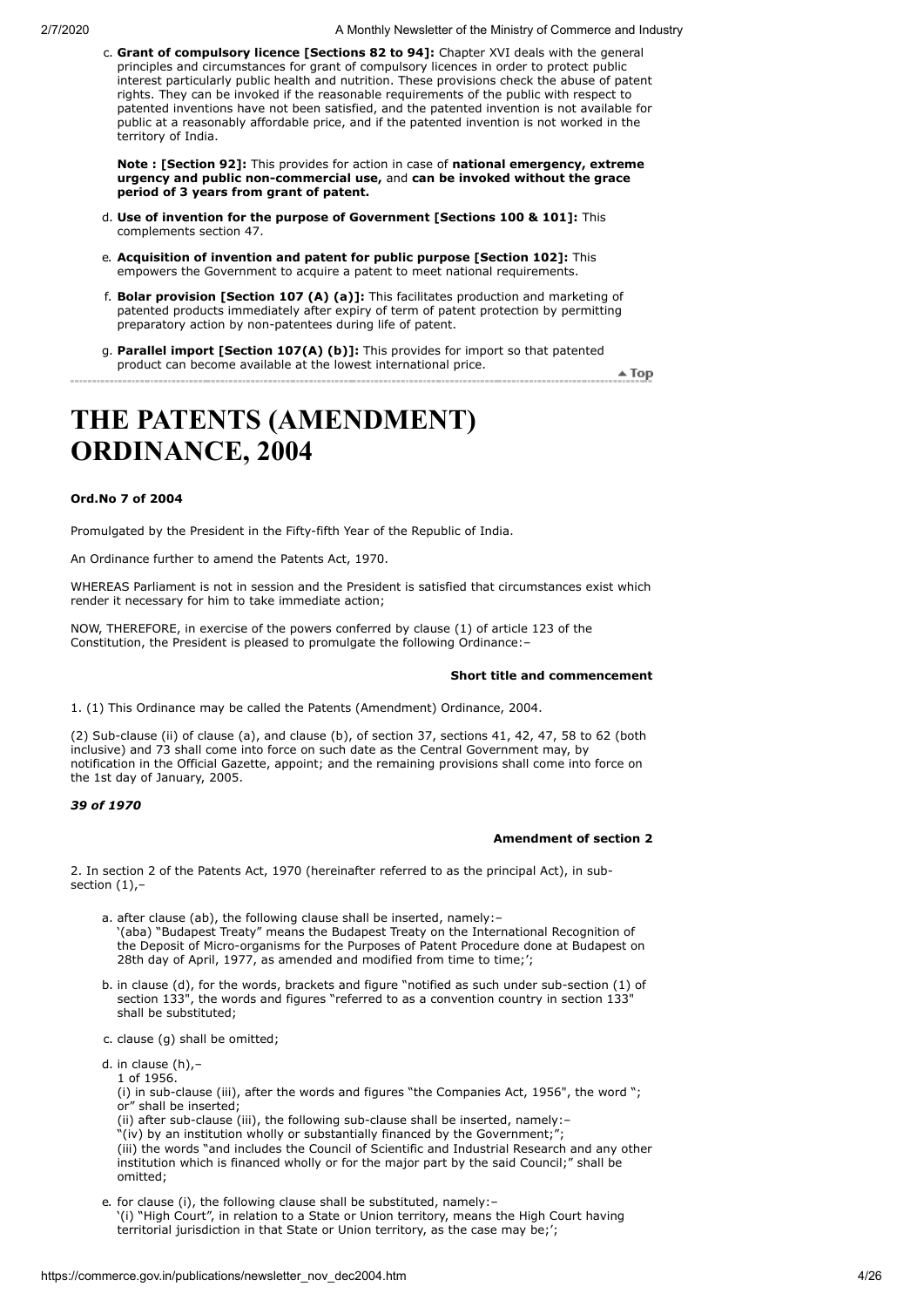c. **Grant of compulsory licence [Sections 82 to 94]:** Chapter XVI deals with the general principles and circumstances for grant of compulsory licences in order to protect public interest particularly public health and nutrition. These provisions check the abuse of patent rights. They can be invoked if the reasonable requirements of the public with respect to patented inventions have not been satisfied, and the patented invention is not available for public at a reasonably affordable price, and if the patented invention is not worked in the territory of India.

   **Note : [Section 92]:** This provides for action in case of **national emergency, extreme urgency and public non-commercial use,** and **can be invoked without the grace period of 3 years from grant of patent.**

d. **Use of invention for the purpose of Government [Sections 100 & 101]:** This complements section 47.

e. **Acquisition of invention and patent for public purpose [Section 102]:** This empowers the Government to acquire a patent to meet national requirements.

f. **Bolar provision [Section 107 (A) (a)]:** This facilitates production and marketing of patented products immediately after expiry of term of patent protection by permitting preparatory action by non-patentees during life of patent.

g. **Parallel import [Section 107(A) (b)]:** This provides for import so that patented product can become available at the lowest international price.

▲ Top

# THE PATENTS (AMENDMENT) ORDINANCE, 2004

**Ord.No 7 of 2004**

Promulgated by the President in the Fifty-fifth Year of the Republic of India.

An Ordinance further to amend the Patents Act, 1970.

WHEREAS Parliament is not in session and the President is satisfied that circumstances exist which render it necessary for him to take immediate action;

NOW, THEREFORE, in exercise of the powers conferred by clause (1) of article 123 of the Constitution, the President is pleased to promulgate the following Ordinance:–

**Short title and commencement**

1. (1) This Ordinance may be called the Patents (Amendment) Ordinance, 2004.

(2) Sub-clause (ii) of clause (a), and clause (b), of section 37, sections 41, 42, 47, 58 to 62 (both inclusive) and 73 shall come into force on such date as the Central Government may, by notification in the Official Gazette, appoint; and the remaining provisions shall come into force on the 1st day of January, 2005.

***39 of 1970***

**Amendment of section 2**

2. In section 2 of the Patents Act, 1970 (hereinafter referred to as the principal Act), in sub-section (1),–

a. after clause (ab), the following clause shall be inserted, namely:–
   '(aba) "Budapest Treaty" means the Budapest Treaty on the International Recognition of the Deposit of Micro-organisms for the Purposes of Patent Procedure done at Budapest on 28th day of April, 1977, as amended and modified from time to time;'

b. in clause (d), for the words, brackets and figure "notified as such under sub-section (1) of section 133", the words and figures "referred to as a convention country in section 133" shall be substituted;

c. clause (g) shall be omitted;

d. in clause (h),–
   1 of 1956.
   (i) in sub-clause (iii), after the words and figures "the Companies Act, 1956", the word "; or" shall be inserted;
   (ii) after sub-clause (iii), the following sub-clause shall be inserted, namely:–
   "(iv) by an institution wholly or substantially financed by the Government;";
   (iii) the words "and includes the Council of Scientific and Industrial Research and any other institution which is financed wholly or for the major part by the said Council;" shall be omitted;

e. for clause (i), the following clause shall be substituted, namely:–
   '(i) "High Court", in relation to a State or Union territory, means the High Court having territorial jurisdiction in that State or Union territory, as the case may be;'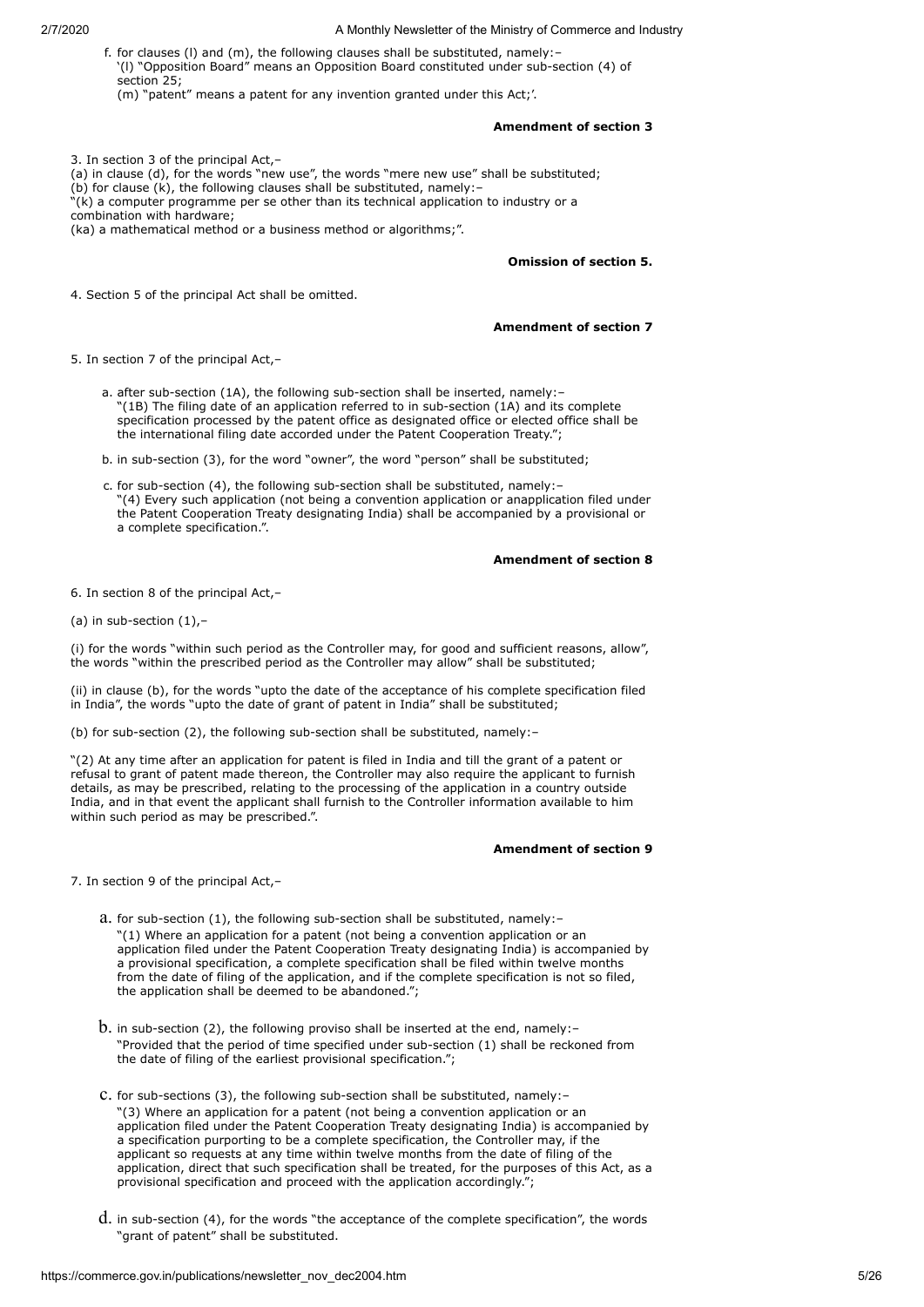f. for clauses (l) and (m), the following clauses shall be substituted, namely:–
'(l) "Opposition Board" means an Opposition Board constituted under sub-section (4) of section 25;
(m) "patent" means a patent for any invention granted under this Act;'.

**Amendment of section 3**

3. In section 3 of the principal Act,–
(a) in clause (d), for the words "new use", the words "mere new use" shall be substituted;
(b) for clause (k), the following clauses shall be substituted, namely:–
"(k) a computer programme per se other than its technical application to industry or a combination with hardware;
(ka) a mathematical method or a business method or algorithms;".

**Omission of section 5.**

4. Section 5 of the principal Act shall be omitted.

**Amendment of section 7**

5. In section 7 of the principal Act,–

a. after sub-section (1A), the following sub-section shall be inserted, namely:–
"(1B) The filing date of an application referred to in sub-section (1A) and its complete specification processed by the patent office as designated office or elected office shall be the international filing date accorded under the Patent Cooperation Treaty.";

b. in sub-section (3), for the word "owner", the word "person" shall be substituted;

c. for sub-section (4), the following sub-section shall be substituted, namely:–
"(4) Every such application (not being a convention application or anapplication filed under the Patent Cooperation Treaty designating India) shall be accompanied by a provisional or a complete specification.".

**Amendment of section 8**

6. In section 8 of the principal Act,–

(a) in sub-section (1),–

(i) for the words "within such period as the Controller may, for good and sufficient reasons, allow", the words "within the prescribed period as the Controller may allow" shall be substituted;

(ii) in clause (b), for the words "upto the date of the acceptance of his complete specification filed in India", the words "upto the date of grant of patent in India" shall be substituted;

(b) for sub-section (2), the following sub-section shall be substituted, namely:–

"(2) At any time after an application for patent is filed in India and till the grant of a patent or refusal to grant of patent made thereon, the Controller may also require the applicant to furnish details, as may be prescribed, relating to the processing of the application in a country outside India, and in that event the applicant shall furnish to the Controller information available to him within such period as may be prescribed.".

**Amendment of section 9**

7. In section 9 of the principal Act,–

a. for sub-section (1), the following sub-section shall be substituted, namely:–
"(1) Where an application for a patent (not being a convention application or an application filed under the Patent Cooperation Treaty designating India) is accompanied by a provisional specification, a complete specification shall be filed within twelve months from the date of filing of the application, and if the complete specification is not so filed, the application shall be deemed to be abandoned.";

b. in sub-section (2), the following proviso shall be inserted at the end, namely:–
"Provided that the period of time specified under sub-section (1) shall be reckoned from the date of filing of the earliest provisional specification.";

c. for sub-sections (3), the following sub-section shall be substituted, namely:–
"(3) Where an application for a patent (not being a convention application or an application filed under the Patent Cooperation Treaty designating India) is accompanied by a specification purporting to be a complete specification, the Controller may, if the applicant so requests at any time within twelve months from the date of filing of the application, direct that such specification shall be treated, for the purposes of this Act, as a provisional specification and proceed with the application accordingly.";

d. in sub-section (4), for the words "the acceptance of the complete specification", the words "grant of patent" shall be substituted.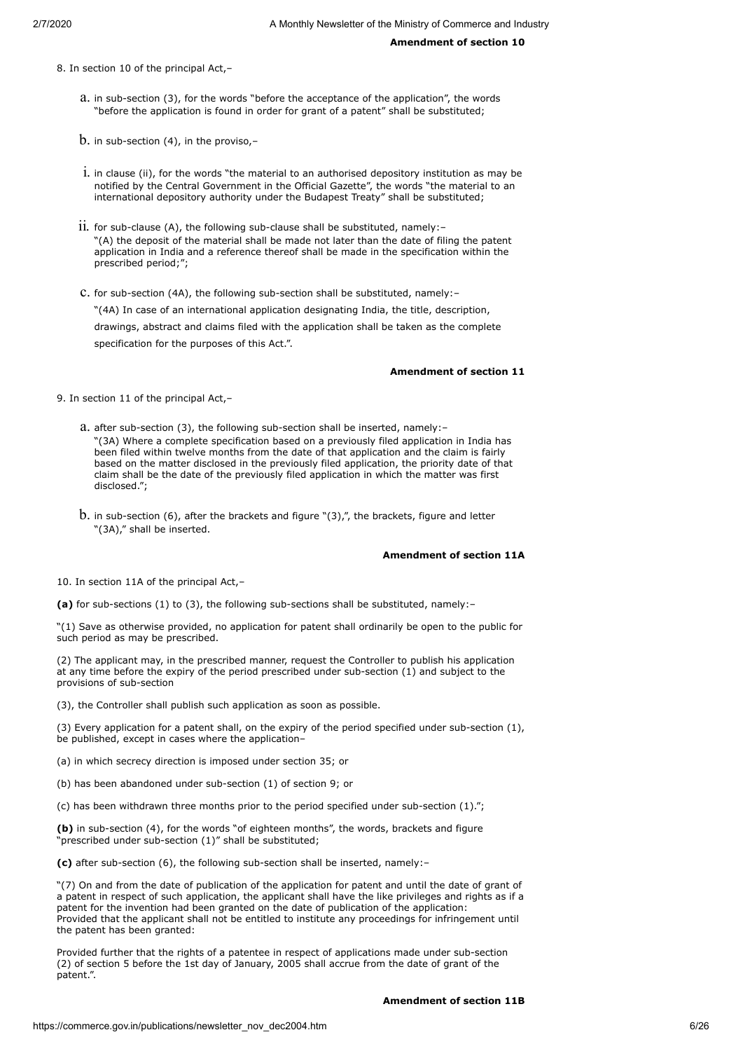**Amendment of section 10**

8. In section 10 of the principal Act,–

a. in sub-section (3), for the words "before the acceptance of the application", the words "before the application is found in order for grant of a patent" shall be substituted;

b. in sub-section (4), in the proviso,–

i. in clause (ii), for the words "the material to an authorised depository institution as may be notified by the Central Government in the Official Gazette", the words "the material to an international depository authority under the Budapest Treaty" shall be substituted;

ii. for sub-clause (A), the following sub-clause shall be substituted, namely:–
"(A) the deposit of the material shall be made not later than the date of filing the patent application in India and a reference thereof shall be made in the specification within the prescribed period;";

c. for sub-section (4A), the following sub-section shall be substituted, namely:–
"(4A) In case of an international application designating India, the title, description, drawings, abstract and claims filed with the application shall be taken as the complete specification for the purposes of this Act.".

**Amendment of section 11**

9. In section 11 of the principal Act,–

a. after sub-section (3), the following sub-section shall be inserted, namely:–
"(3A) Where a complete specification based on a previously filed application in India has been filed within twelve months from the date of that application and the claim is fairly based on the matter disclosed in the previously filed application, the priority date of that claim shall be the date of the previously filed application in which the matter was first disclosed.";

b. in sub-section (6), after the brackets and figure "(3),", the brackets, figure and letter "(3A)," shall be inserted.

**Amendment of section 11A**

10. In section 11A of the principal Act,–

**(a)** for sub-sections (1) to (3), the following sub-sections shall be substituted, namely:–

"(1) Save as otherwise provided, no application for patent shall ordinarily be open to the public for such period as may be prescribed.

(2) The applicant may, in the prescribed manner, request the Controller to publish his application at any time before the expiry of the period prescribed under sub-section (1) and subject to the provisions of sub-section

(3), the Controller shall publish such application as soon as possible.

(3) Every application for a patent shall, on the expiry of the period specified under sub-section (1), be published, except in cases where the application–

(a) in which secrecy direction is imposed under section 35; or

(b) has been abandoned under sub-section (1) of section 9; or

(c) has been withdrawn three months prior to the period specified under sub-section (1).";

**(b)** in sub-section (4), for the words "of eighteen months", the words, brackets and figure "prescribed under sub-section (1)" shall be substituted;

**(c)** after sub-section (6), the following sub-section shall be inserted, namely:–

"(7) On and from the date of publication of the application for patent and until the date of grant of a patent in respect of such application, the applicant shall have the like privileges and rights as if a patent for the invention had been granted on the date of publication of the application:
Provided that the applicant shall not be entitled to institute any proceedings for infringement until the patent has been granted:

Provided further that the rights of a patentee in respect of applications made under sub-section (2) of section 5 before the 1st day of January, 2005 shall accrue from the date of grant of the patent.".

**Amendment of section 11B**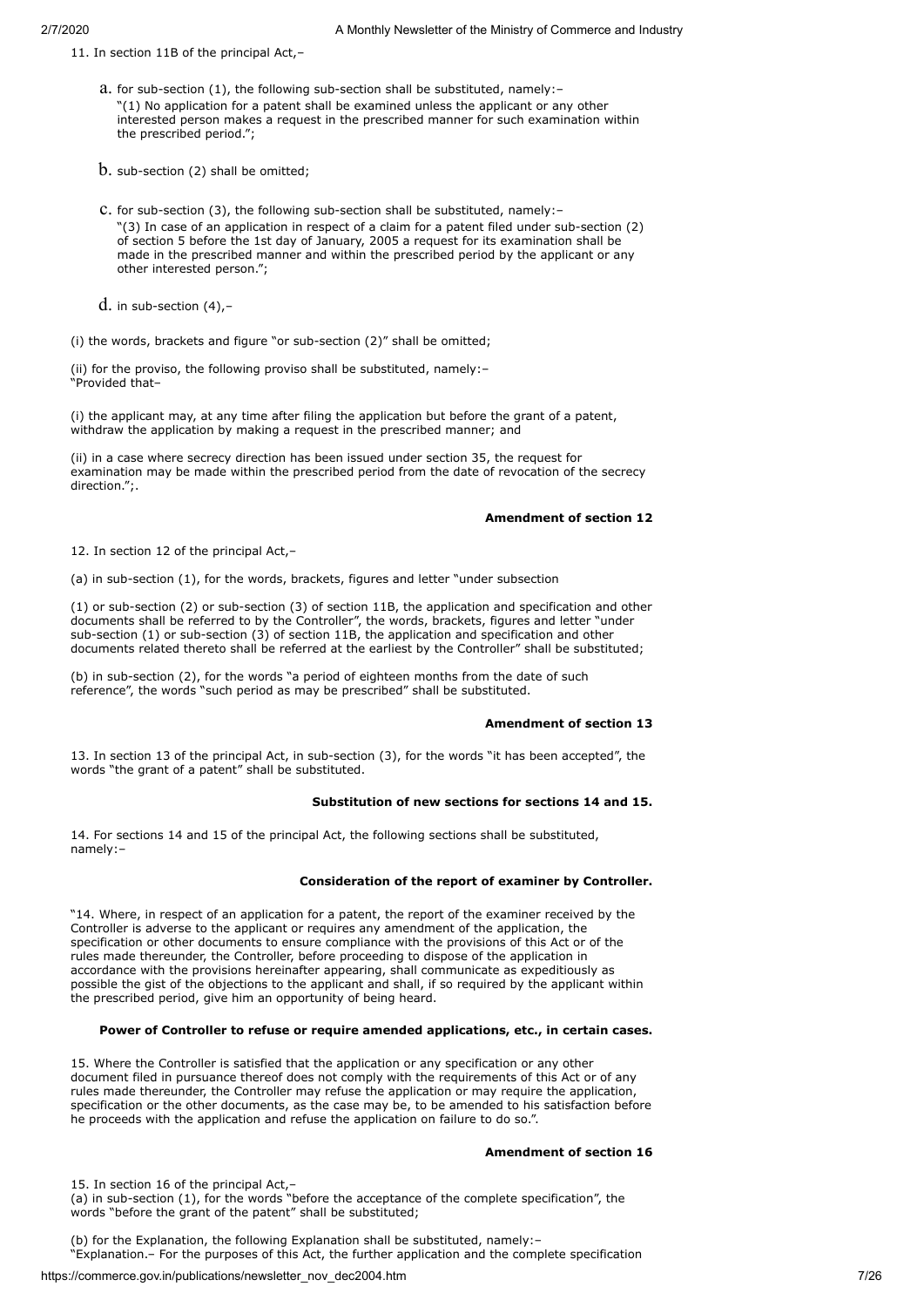11. In section 11B of the principal Act,–

a. for sub-section (1), the following sub-section shall be substituted, namely:–
"(1) No application for a patent shall be examined unless the applicant or any other interested person makes a request in the prescribed manner for such examination within the prescribed period.";

b. sub-section (2) shall be omitted;

c. for sub-section (3), the following sub-section shall be substituted, namely:–
"(3) In case of an application in respect of a claim for a patent filed under sub-section (2) of section 5 before the 1st day of January, 2005 a request for its examination shall be made in the prescribed manner and within the prescribed period by the applicant or any other interested person.";

d. in sub-section (4),–

(i) the words, brackets and figure "or sub-section (2)" shall be omitted;

(ii) for the proviso, the following proviso shall be substituted, namely:–
"Provided that–

(i) the applicant may, at any time after filing the application but before the grant of a patent, withdraw the application by making a request in the prescribed manner; and

(ii) in a case where secrecy direction has been issued under section 35, the request for examination may be made within the prescribed period from the date of revocation of the secrecy direction.";.

**Amendment of section 12**

12. In section 12 of the principal Act,–

(a) in sub-section (1), for the words, brackets, figures and letter "under subsection

(1) or sub-section (2) or sub-section (3) of section 11B, the application and specification and other documents shall be referred to by the Controller", the words, brackets, figures and letter "under sub-section (1) or sub-section (3) of section 11B, the application and specification and other documents related thereto shall be referred at the earliest by the Controller" shall be substituted;

(b) in sub-section (2), for the words "a period of eighteen months from the date of such reference", the words "such period as may be prescribed" shall be substituted.

**Amendment of section 13**

13. In section 13 of the principal Act, in sub-section (3), for the words "it has been accepted", the words "the grant of a patent" shall be substituted.

**Substitution of new sections for sections 14 and 15.**

14. For sections 14 and 15 of the principal Act, the following sections shall be substituted, namely:–

**Consideration of the report of examiner by Controller.**

"14. Where, in respect of an application for a patent, the report of the examiner received by the Controller is adverse to the applicant or requires any amendment of the application, the specification or other documents to ensure compliance with the provisions of this Act or of the rules made thereunder, the Controller, before proceeding to dispose of the application in accordance with the provisions hereinafter appearing, shall communicate as expeditiously as possible the gist of the objections to the applicant and shall, if so required by the applicant within the prescribed period, give him an opportunity of being heard.

**Power of Controller to refuse or require amended applications, etc., in certain cases.**

15. Where the Controller is satisfied that the application or any specification or any other document filed in pursuance thereof does not comply with the requirements of this Act or of any rules made thereunder, the Controller may refuse the application or may require the application, specification or the other documents, as the case may be, to be amended to his satisfaction before he proceeds with the application and refuse the application on failure to do so.".

**Amendment of section 16**

15. In section 16 of the principal Act,–
(a) in sub-section (1), for the words "before the acceptance of the complete specification", the words "before the grant of the patent" shall be substituted;

(b) for the Explanation, the following Explanation shall be substituted, namely:–
"Explanation.– For the purposes of this Act, the further application and the complete specification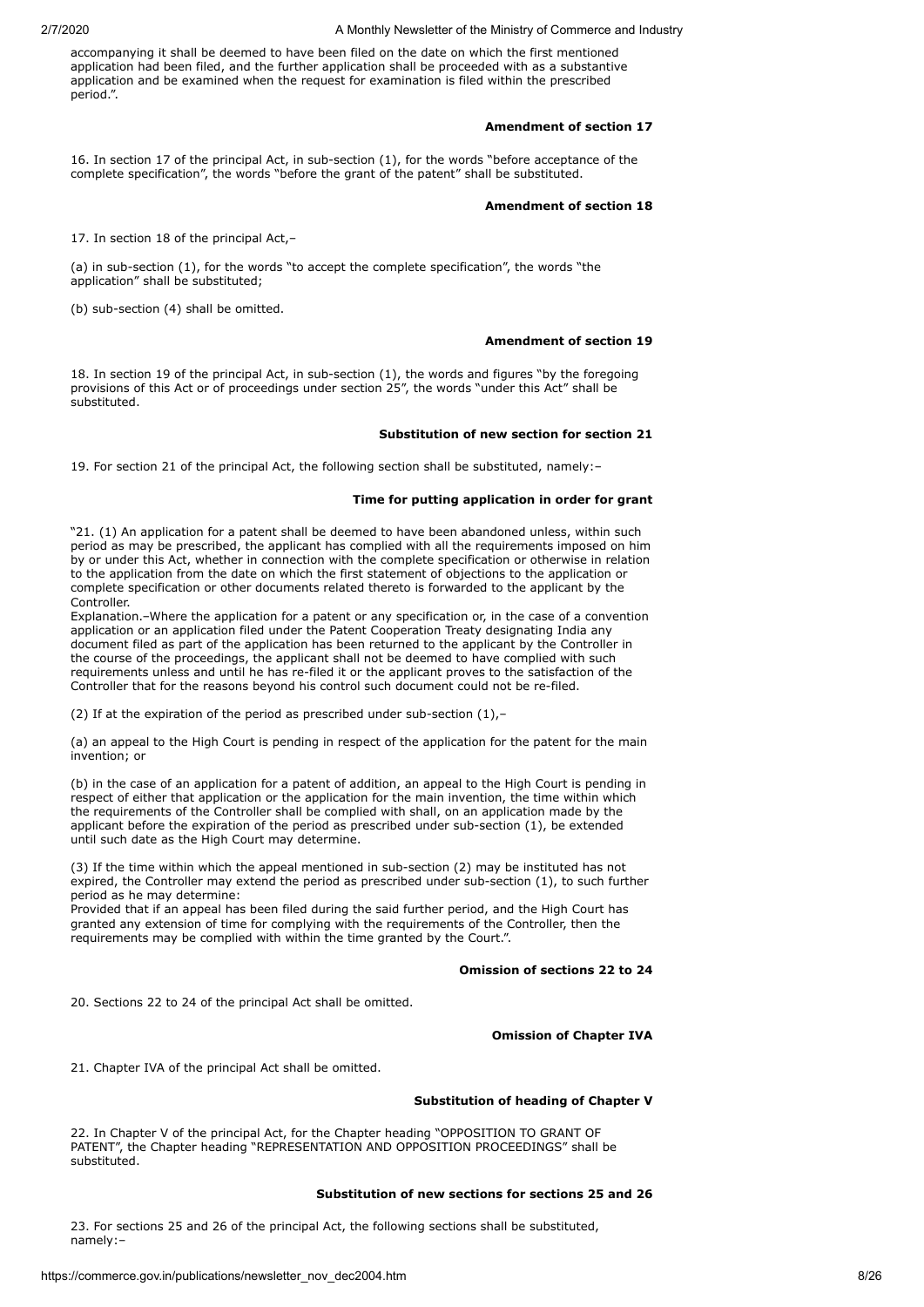accompanying it shall be deemed to have been filed on the date on which the first mentioned application had been filed, and the further application shall be proceeded with as a substantive application and be examined when the request for examination is filed within the prescribed period.".

**Amendment of section 17**

16. In section 17 of the principal Act, in sub-section (1), for the words "before acceptance of the complete specification", the words "before the grant of the patent" shall be substituted.

**Amendment of section 18**

17. In section 18 of the principal Act,–

(a) in sub-section (1), for the words "to accept the complete specification", the words "the application" shall be substituted;

(b) sub-section (4) shall be omitted.

**Amendment of section 19**

18. In section 19 of the principal Act, in sub-section (1), the words and figures "by the foregoing provisions of this Act or of proceedings under section 25", the words "under this Act" shall be substituted.

**Substitution of new section for section 21**

19. For section 21 of the principal Act, the following section shall be substituted, namely:–

**Time for putting application in order for grant**

"21. (1) An application for a patent shall be deemed to have been abandoned unless, within such period as may be prescribed, the applicant has complied with all the requirements imposed on him by or under this Act, whether in connection with the complete specification or otherwise in relation to the application from the date on which the first statement of objections to the application or complete specification or other documents related thereto is forwarded to the applicant by the Controller.
Explanation.–Where the application for a patent or any specification or, in the case of a convention application or an application filed under the Patent Cooperation Treaty designating India any document filed as part of the application has been returned to the applicant by the Controller in the course of the proceedings, the applicant shall not be deemed to have complied with such requirements unless and until he has re-filed it or the applicant proves to the satisfaction of the Controller that for the reasons beyond his control such document could not be re-filed.

(2) If at the expiration of the period as prescribed under sub-section (1),–

(a) an appeal to the High Court is pending in respect of the application for the patent for the main invention; or

(b) in the case of an application for a patent of addition, an appeal to the High Court is pending in respect of either that application or the application for the main invention, the time within which the requirements of the Controller shall be complied with shall, on an application made by the applicant before the expiration of the period as prescribed under sub-section (1), be extended until such date as the High Court may determine.

(3) If the time within which the appeal mentioned in sub-section (2) may be instituted has not expired, the Controller may extend the period as prescribed under sub-section (1), to such further period as he may determine:
Provided that if an appeal has been filed during the said further period, and the High Court has granted any extension of time for complying with the requirements of the Controller, then the requirements may be complied with within the time granted by the Court.".

**Omission of sections 22 to 24**

20. Sections 22 to 24 of the principal Act shall be omitted.

**Omission of Chapter IVA**

21. Chapter IVA of the principal Act shall be omitted.

**Substitution of heading of Chapter V**

22. In Chapter V of the principal Act, for the Chapter heading "OPPOSITION TO GRANT OF PATENT", the Chapter heading "REPRESENTATION AND OPPOSITION PROCEEDINGS" shall be substituted.

**Substitution of new sections for sections 25 and 26**

23. For sections 25 and 26 of the principal Act, the following sections shall be substituted, namely:–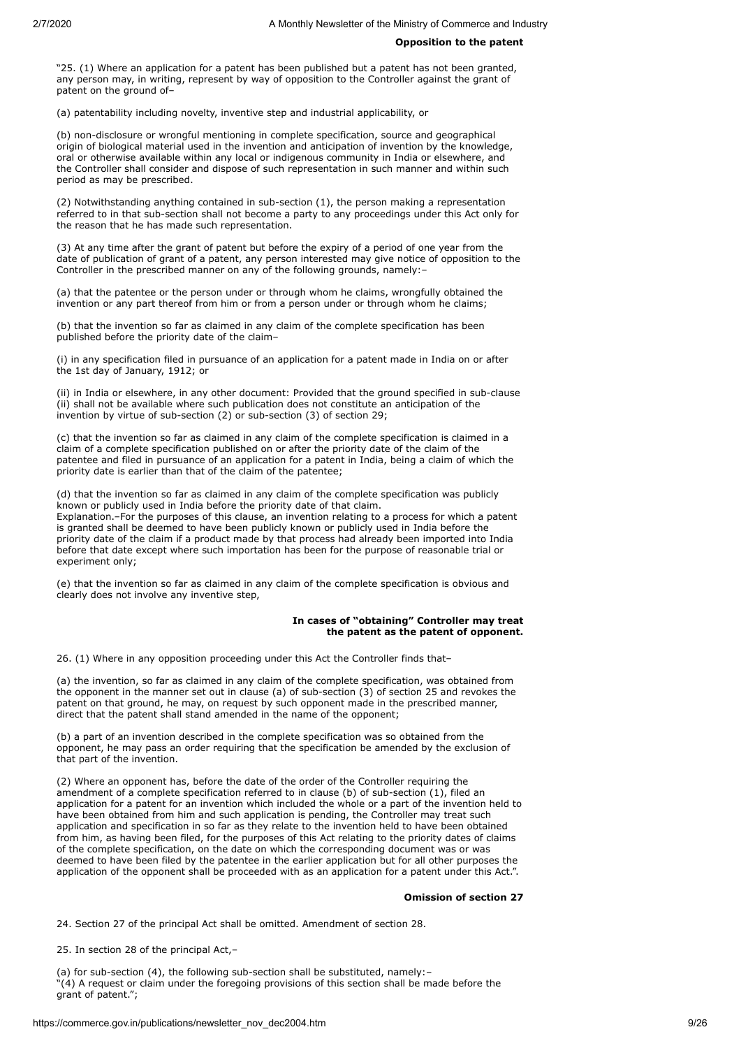**Opposition to the patent**

"25. (1) Where an application for a patent has been published but a patent has not been granted, any person may, in writing, represent by way of opposition to the Controller against the grant of patent on the ground of–

(a) patentability including novelty, inventive step and industrial applicability, or

(b) non-disclosure or wrongful mentioning in complete specification, source and geographical origin of biological material used in the invention and anticipation of invention by the knowledge, oral or otherwise available within any local or indigenous community in India or elsewhere, and the Controller shall consider and dispose of such representation in such manner and within such period as may be prescribed.

(2) Notwithstanding anything contained in sub-section (1), the person making a representation referred to in that sub-section shall not become a party to any proceedings under this Act only for the reason that he has made such representation.

(3) At any time after the grant of patent but before the expiry of a period of one year from the date of publication of grant of a patent, any person interested may give notice of opposition to the Controller in the prescribed manner on any of the following grounds, namely:–

(a) that the patentee or the person under or through whom he claims, wrongfully obtained the invention or any part thereof from him or from a person under or through whom he claims;

(b) that the invention so far as claimed in any claim of the complete specification has been published before the priority date of the claim–

(i) in any specification filed in pursuance of an application for a patent made in India on or after the 1st day of January, 1912; or

(ii) in India or elsewhere, in any other document: Provided that the ground specified in sub-clause (ii) shall not be available where such publication does not constitute an anticipation of the invention by virtue of sub-section (2) or sub-section (3) of section 29;

(c) that the invention so far as claimed in any claim of the complete specification is claimed in a claim of a complete specification published on or after the priority date of the claim of the patentee and filed in pursuance of an application for a patent in India, being a claim of which the priority date is earlier than that of the claim of the patentee;

(d) that the invention so far as claimed in any claim of the complete specification was publicly known or publicly used in India before the priority date of that claim.
Explanation.–For the purposes of this clause, an invention relating to a process for which a patent is granted shall be deemed to have been publicly known or publicly used in India before the priority date of the claim if a product made by that process had already been imported into India before that date except where such importation has been for the purpose of reasonable trial or experiment only;

(e) that the invention so far as claimed in any claim of the complete specification is obvious and clearly does not involve any inventive step,

**In cases of "obtaining" Controller may treat the patent as the patent of opponent.**

26. (1) Where in any opposition proceeding under this Act the Controller finds that–

(a) the invention, so far as claimed in any claim of the complete specification, was obtained from the opponent in the manner set out in clause (a) of sub-section (3) of section 25 and revokes the patent on that ground, he may, on request by such opponent made in the prescribed manner, direct that the patent shall stand amended in the name of the opponent;

(b) a part of an invention described in the complete specification was so obtained from the opponent, he may pass an order requiring that the specification be amended by the exclusion of that part of the invention.

(2) Where an opponent has, before the date of the order of the Controller requiring the amendment of a complete specification referred to in clause (b) of sub-section (1), filed an application for a patent for an invention which included the whole or a part of the invention held to have been obtained from him and such application is pending, the Controller may treat such application and specification in so far as they relate to the invention held to have been obtained from him, as having been filed, for the purposes of this Act relating to the priority dates of claims of the complete specification, on the date on which the corresponding document was or was deemed to have been filed by the patentee in the earlier application but for all other purposes the application of the opponent shall be proceeded with as an application for a patent under this Act.".

**Omission of section 27**

24. Section 27 of the principal Act shall be omitted. Amendment of section 28.

25. In section 28 of the principal Act,–

(a) for sub-section (4), the following sub-section shall be substituted, namely:–
"(4) A request or claim under the foregoing provisions of this section shall be made before the grant of patent.";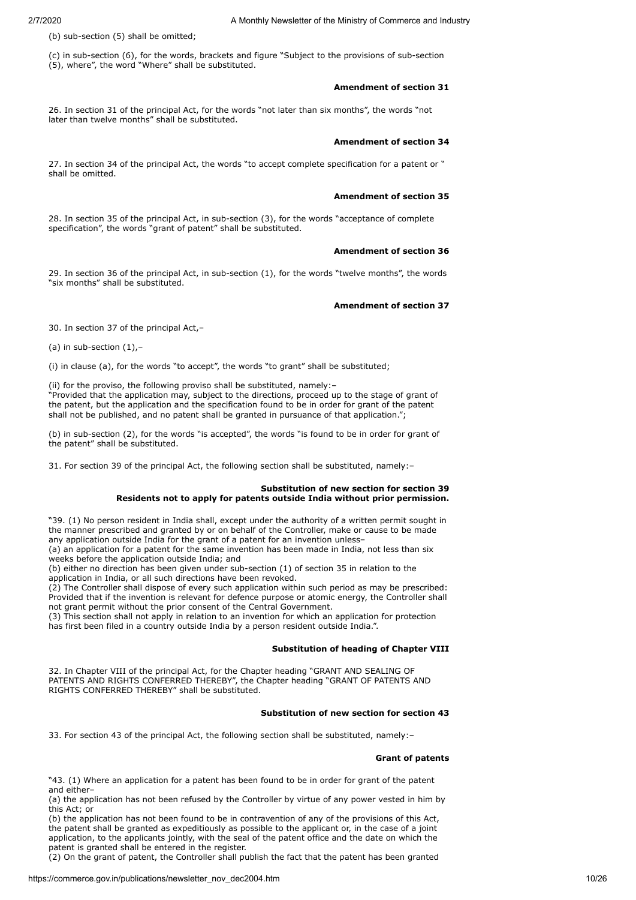(b) sub-section (5) shall be omitted;

(c) in sub-section (6), for the words, brackets and figure "Subject to the provisions of sub-section (5), where", the word "Where" shall be substituted.

**Amendment of section 31**

26. In section 31 of the principal Act, for the words "not later than six months", the words "not later than twelve months" shall be substituted.

**Amendment of section 34**

27. In section 34 of the principal Act, the words "to accept complete specification for a patent or " shall be omitted.

**Amendment of section 35**

28. In section 35 of the principal Act, in sub-section (3), for the words "acceptance of complete specification", the words "grant of patent" shall be substituted.

**Amendment of section 36**

29. In section 36 of the principal Act, in sub-section (1), for the words "twelve months", the words "six months" shall be substituted.

**Amendment of section 37**

30. In section 37 of the principal Act,–

(a) in sub-section (1),–

(i) in clause (a), for the words "to accept", the words "to grant" shall be substituted;

(ii) for the proviso, the following proviso shall be substituted, namely:–
"Provided that the application may, subject to the directions, proceed up to the stage of grant of the patent, but the application and the specification found to be in order for grant of the patent shall not be published, and no patent shall be granted in pursuance of that application.";

(b) in sub-section (2), for the words "is accepted", the words "is found to be in order for grant of the patent" shall be substituted.

31. For section 39 of the principal Act, the following section shall be substituted, namely:–

**Substitution of new section for section 39**
**Residents not to apply for patents outside India without prior permission.**

"39. (1) No person resident in India shall, except under the authority of a written permit sought in the manner prescribed and granted by or on behalf of the Controller, make or cause to be made any application outside India for the grant of a patent for an invention unless–
(a) an application for a patent for the same invention has been made in India, not less than six weeks before the application outside India; and
(b) either no direction has been given under sub-section (1) of section 35 in relation to the application in India, or all such directions have been revoked.
(2) The Controller shall dispose of every such application within such period as may be prescribed:
Provided that if the invention is relevant for defence purpose or atomic energy, the Controller shall not grant permit without the prior consent of the Central Government.
(3) This section shall not apply in relation to an invention for which an application for protection has first been filed in a country outside India by a person resident outside India.".

**Substitution of heading of Chapter VIII**

32. In Chapter VIII of the principal Act, for the Chapter heading "GRANT AND SEALING OF PATENTS AND RIGHTS CONFERRED THEREBY", the Chapter heading "GRANT OF PATENTS AND RIGHTS CONFERRED THEREBY" shall be substituted.

**Substitution of new section for section 43**

33. For section 43 of the principal Act, the following section shall be substituted, namely:–

**Grant of patents**

"43. (1) Where an application for a patent has been found to be in order for grant of the patent and either–
(a) the application has not been refused by the Controller by virtue of any power vested in him by this Act; or
(b) the application has not been found to be in contravention of any of the provisions of this Act, the patent shall be granted as expeditiously as possible to the applicant or, in the case of a joint application, to the applicants jointly, with the seal of the patent office and the date on which the patent is granted shall be entered in the register.
(2) On the grant of patent, the Controller shall publish the fact that the patent has been granted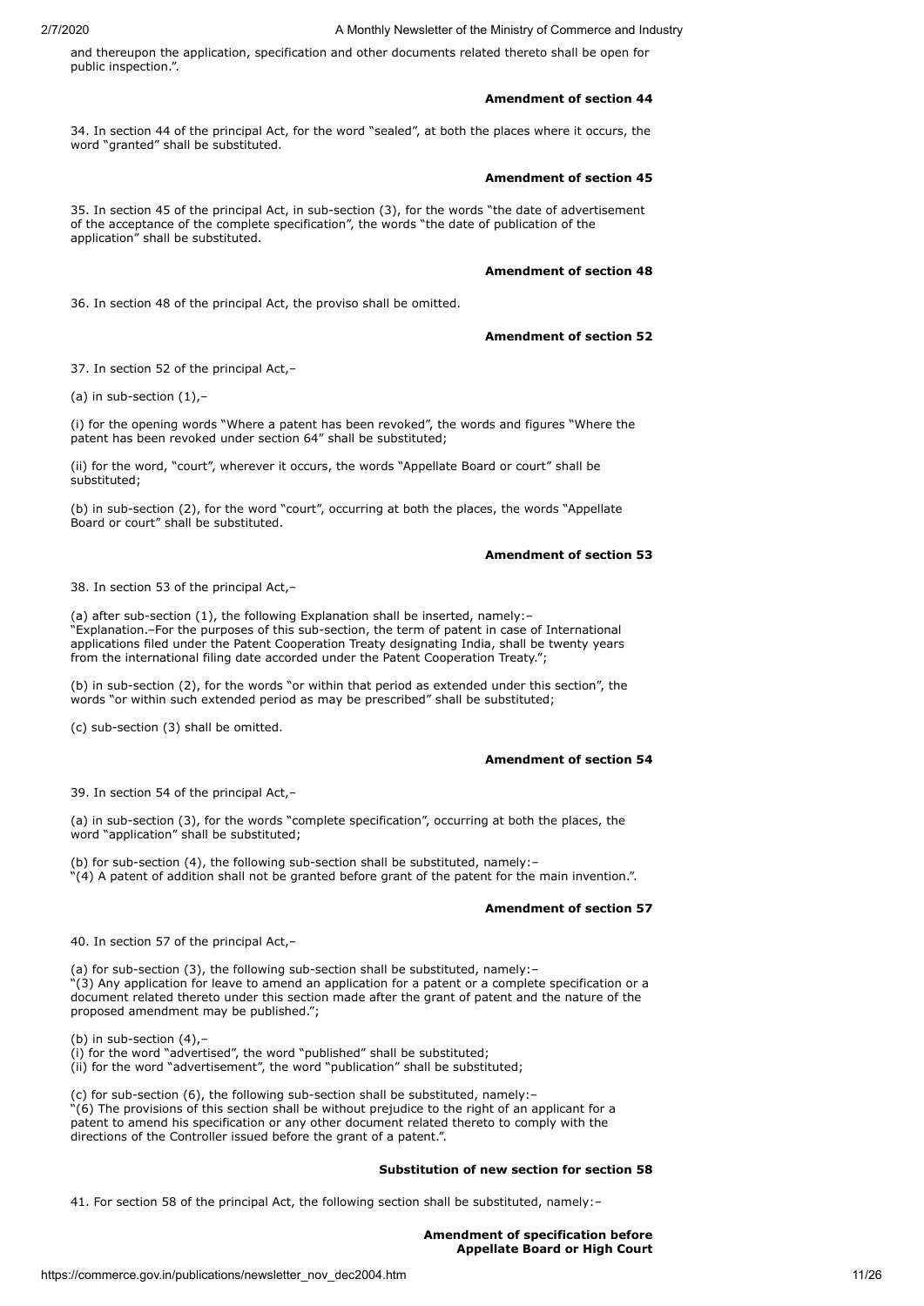and thereupon the application, specification and other documents related thereto shall be open for public inspection.".

**Amendment of section 44**

34. In section 44 of the principal Act, for the word "sealed", at both the places where it occurs, the word "granted" shall be substituted.

**Amendment of section 45**

35. In section 45 of the principal Act, in sub-section (3), for the words "the date of advertisement of the acceptance of the complete specification", the words "the date of publication of the application" shall be substituted.

**Amendment of section 48**

36. In section 48 of the principal Act, the proviso shall be omitted.

**Amendment of section 52**

37. In section 52 of the principal Act,–

(a) in sub-section (1),–

(i) for the opening words "Where a patent has been revoked", the words and figures "Where the patent has been revoked under section 64" shall be substituted;

(ii) for the word, "court", wherever it occurs, the words "Appellate Board or court" shall be substituted;

(b) in sub-section (2), for the word "court", occurring at both the places, the words "Appellate Board or court" shall be substituted.

**Amendment of section 53**

38. In section 53 of the principal Act,–

(a) after sub-section (1), the following Explanation shall be inserted, namely:–
"Explanation.–For the purposes of this sub-section, the term of patent in case of International applications filed under the Patent Cooperation Treaty designating India, shall be twenty years from the international filing date accorded under the Patent Cooperation Treaty.";

(b) in sub-section (2), for the words "or within that period as extended under this section", the words "or within such extended period as may be prescribed" shall be substituted;

(c) sub-section (3) shall be omitted.

**Amendment of section 54**

39. In section 54 of the principal Act,–

(a) in sub-section (3), for the words "complete specification", occurring at both the places, the word "application" shall be substituted;

(b) for sub-section (4), the following sub-section shall be substituted, namely:–
"(4) A patent of addition shall not be granted before grant of the patent for the main invention.".

**Amendment of section 57**

40. In section 57 of the principal Act,–

(a) for sub-section (3), the following sub-section shall be substituted, namely:–
"(3) Any application for leave to amend an application for a patent or a complete specification or a document related thereto under this section made after the grant of patent and the nature of the proposed amendment may be published.";

(b) in sub-section (4),–
(i) for the word "advertised", the word "published" shall be substituted;
(ii) for the word "advertisement", the word "publication" shall be substituted;

(c) for sub-section (6), the following sub-section shall be substituted, namely:–
"(6) The provisions of this section shall be without prejudice to the right of an applicant for a patent to amend his specification or any other document related thereto to comply with the directions of the Controller issued before the grant of a patent.".

**Substitution of new section for section 58**

41. For section 58 of the principal Act, the following section shall be substituted, namely:–

**Amendment of specification before Appellate Board or High Court**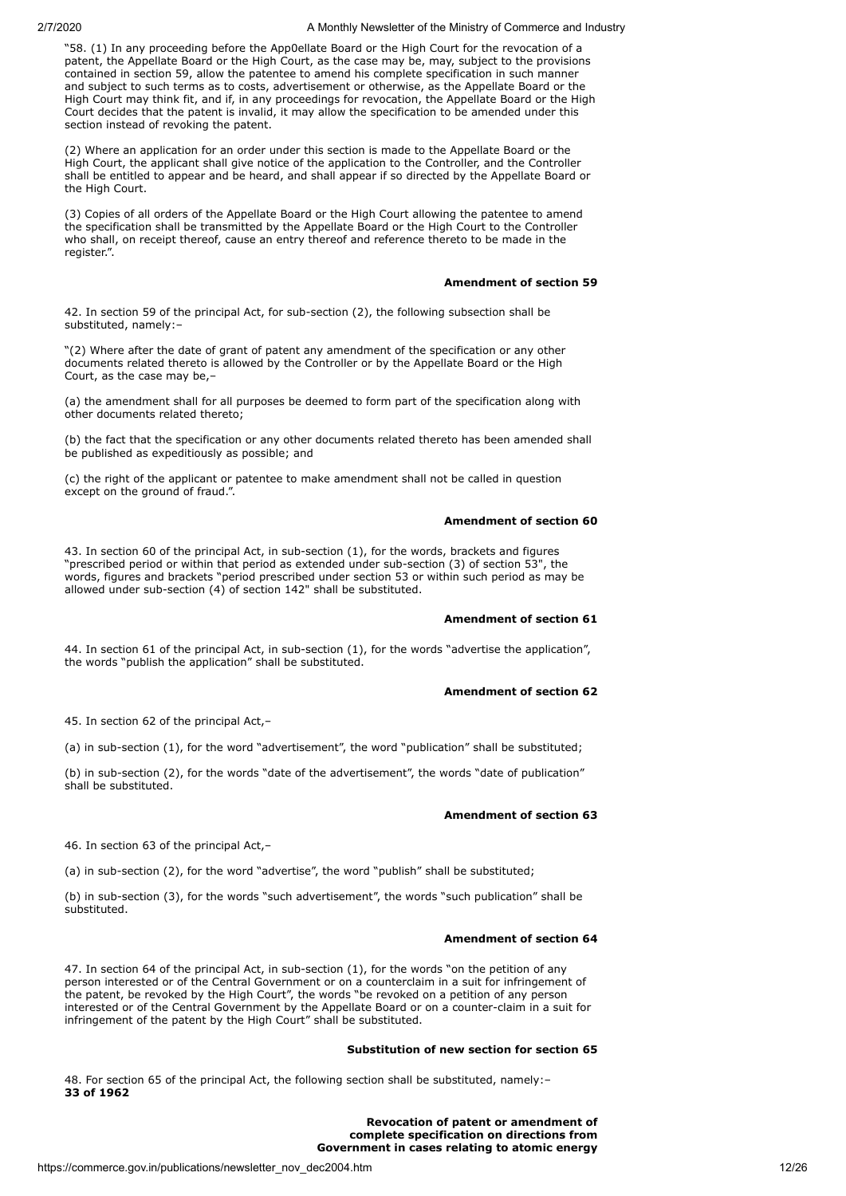"58. (1) In any proceeding before the App0ellate Board or the High Court for the revocation of a patent, the Appellate Board or the High Court, as the case may be, may, subject to the provisions contained in section 59, allow the patentee to amend his complete specification in such manner and subject to such terms as to costs, advertisement or otherwise, as the Appellate Board or the High Court may think fit, and if, in any proceedings for revocation, the Appellate Board or the High Court decides that the patent is invalid, it may allow the specification to be amended under this section instead of revoking the patent.

(2) Where an application for an order under this section is made to the Appellate Board or the High Court, the applicant shall give notice of the application to the Controller, and the Controller shall be entitled to appear and be heard, and shall appear if so directed by the Appellate Board or the High Court.

(3) Copies of all orders of the Appellate Board or the High Court allowing the patentee to amend the specification shall be transmitted by the Appellate Board or the High Court to the Controller who shall, on receipt thereof, cause an entry thereof and reference thereto to be made in the register.".

**Amendment of section 59**

42. In section 59 of the principal Act, for sub-section (2), the following subsection shall be substituted, namely:–

"(2) Where after the date of grant of patent any amendment of the specification or any other documents related thereto is allowed by the Controller or by the Appellate Board or the High Court, as the case may be,–

(a) the amendment shall for all purposes be deemed to form part of the specification along with other documents related thereto;

(b) the fact that the specification or any other documents related thereto has been amended shall be published as expeditiously as possible; and

(c) the right of the applicant or patentee to make amendment shall not be called in question except on the ground of fraud.".

**Amendment of section 60**

43. In section 60 of the principal Act, in sub-section (1), for the words, brackets and figures "prescribed period or within that period as extended under sub-section (3) of section 53", the words, figures and brackets "period prescribed under section 53 or within such period as may be allowed under sub-section (4) of section 142" shall be substituted.

**Amendment of section 61**

44. In section 61 of the principal Act, in sub-section (1), for the words "advertise the application", the words "publish the application" shall be substituted.

**Amendment of section 62**

45. In section 62 of the principal Act,–

(a) in sub-section (1), for the word "advertisement", the word "publication" shall be substituted;

(b) in sub-section (2), for the words "date of the advertisement", the words "date of publication" shall be substituted.

**Amendment of section 63**

46. In section 63 of the principal Act,–

(a) in sub-section (2), for the word "advertise", the word "publish" shall be substituted;

(b) in sub-section (3), for the words "such advertisement", the words "such publication" shall be substituted.

**Amendment of section 64**

47. In section 64 of the principal Act, in sub-section (1), for the words "on the petition of any person interested or of the Central Government or on a counterclaim in a suit for infringement of the patent, be revoked by the High Court", the words "be revoked on a petition of any person interested or of the Central Government by the Appellate Board or on a counter-claim in a suit for infringement of the patent by the High Court" shall be substituted.

**Substitution of new section for section 65**

48. For section 65 of the principal Act, the following section shall be substituted, namely:–
**33 of 1962**

**Revocation of patent or amendment of complete specification on directions from Government in cases relating to atomic energy**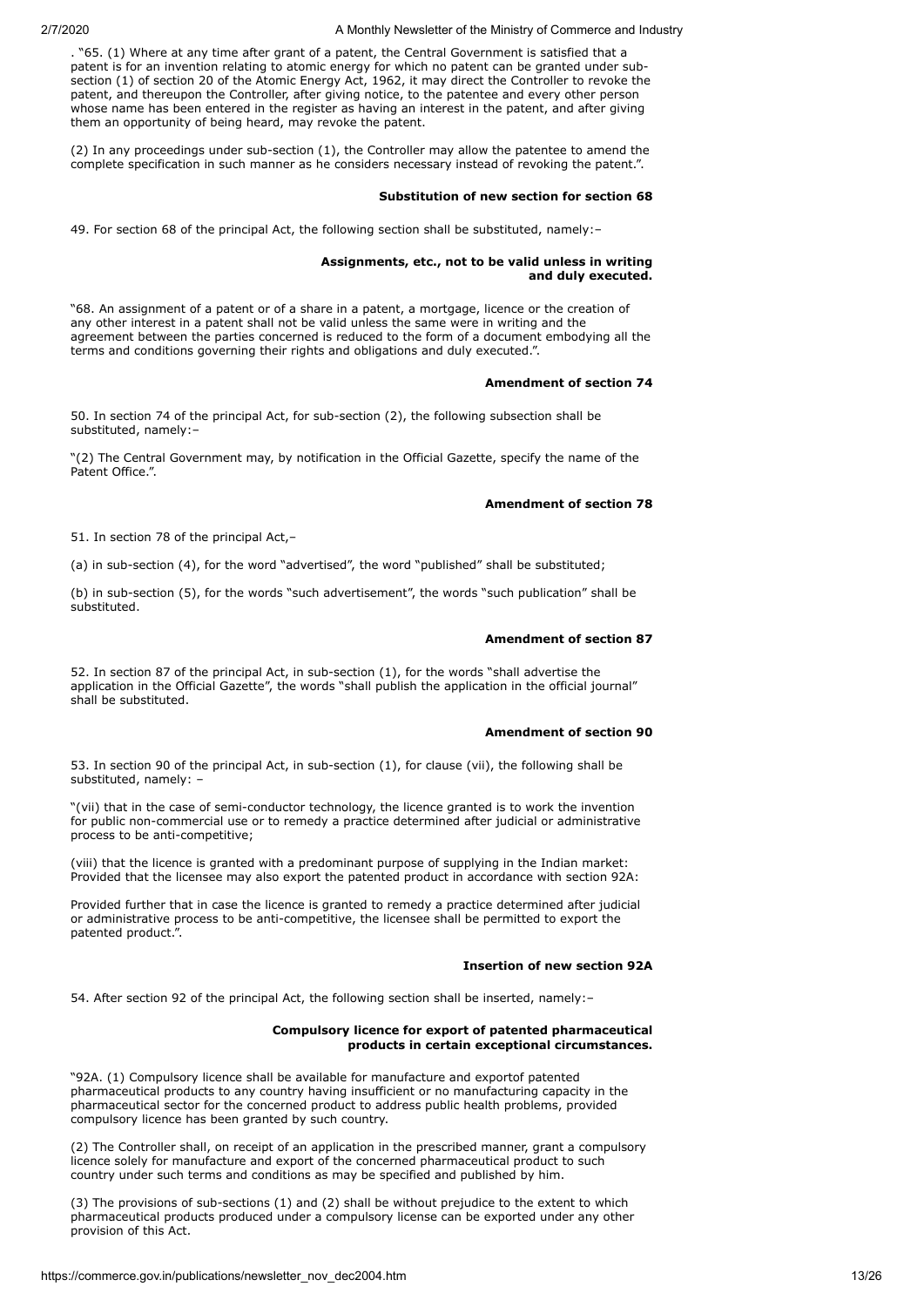. "65. (1) Where at any time after grant of a patent, the Central Government is satisfied that a patent is for an invention relating to atomic energy for which no patent can be granted under sub-section (1) of section 20 of the Atomic Energy Act, 1962, it may direct the Controller to revoke the patent, and thereupon the Controller, after giving notice, to the patentee and every other person whose name has been entered in the register as having an interest in the patent, and after giving them an opportunity of being heard, may revoke the patent.

(2) In any proceedings under sub-section (1), the Controller may allow the patentee to amend the complete specification in such manner as he considers necessary instead of revoking the patent.".

**Substitution of new section for section 68**

49. For section 68 of the principal Act, the following section shall be substituted, namely:–

**Assignments, etc., not to be valid unless in writing and duly executed.**

"68. An assignment of a patent or of a share in a patent, a mortgage, licence or the creation of any other interest in a patent shall not be valid unless the same were in writing and the agreement between the parties concerned is reduced to the form of a document embodying all the terms and conditions governing their rights and obligations and duly executed.".

**Amendment of section 74**

50. In section 74 of the principal Act, for sub-section (2), the following subsection shall be substituted, namely:–

"(2) The Central Government may, by notification in the Official Gazette, specify the name of the Patent Office.".

**Amendment of section 78**

51. In section 78 of the principal Act,–

(a) in sub-section (4), for the word "advertised", the word "published" shall be substituted;

(b) in sub-section (5), for the words "such advertisement", the words "such publication" shall be substituted.

**Amendment of section 87**

52. In section 87 of the principal Act, in sub-section (1), for the words "shall advertise the application in the Official Gazette", the words "shall publish the application in the official journal" shall be substituted.

**Amendment of section 90**

53. In section 90 of the principal Act, in sub-section (1), for clause (vii), the following shall be substituted, namely: –

"(vii) that in the case of semi-conductor technology, the licence granted is to work the invention for public non-commercial use or to remedy a practice determined after judicial or administrative process to be anti-competitive;

(viii) that the licence is granted with a predominant purpose of supplying in the Indian market: Provided that the licensee may also export the patented product in accordance with section 92A:

Provided further that in case the licence is granted to remedy a practice determined after judicial or administrative process to be anti-competitive, the licensee shall be permitted to export the patented product.".

**Insertion of new section 92A**

54. After section 92 of the principal Act, the following section shall be inserted, namely:–

**Compulsory licence for export of patented pharmaceutical products in certain exceptional circumstances.**

"92A. (1) Compulsory licence shall be available for manufacture and exportof patented pharmaceutical products to any country having insufficient or no manufacturing capacity in the pharmaceutical sector for the concerned product to address public health problems, provided compulsory licence has been granted by such country.

(2) The Controller shall, on receipt of an application in the prescribed manner, grant a compulsory licence solely for manufacture and export of the concerned pharmaceutical product to such country under such terms and conditions as may be specified and published by him.

(3) The provisions of sub-sections (1) and (2) shall be without prejudice to the extent to which pharmaceutical products produced under a compulsory license can be exported under any other provision of this Act.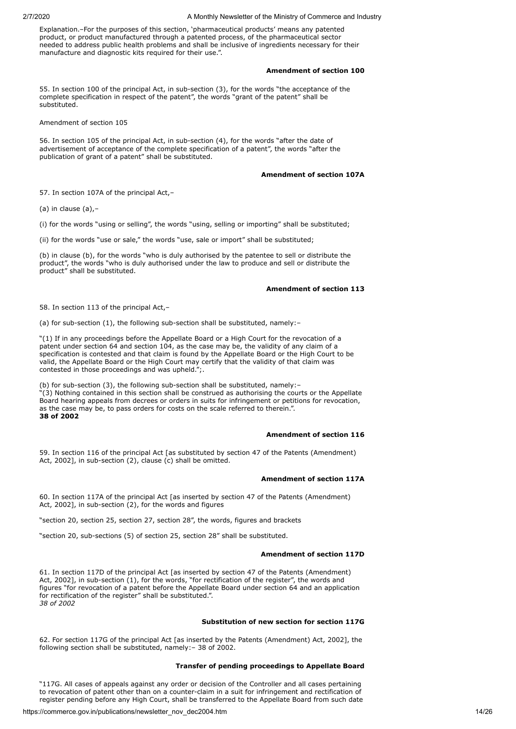Explanation.–For the purposes of this section, 'pharmaceutical products' means any patented product, or product manufactured through a patented process, of the pharmaceutical sector needed to address public health problems and shall be inclusive of ingredients necessary for their manufacture and diagnostic kits required for their use.".

**Amendment of section 100**

55. In section 100 of the principal Act, in sub-section (3), for the words "the acceptance of the complete specification in respect of the patent", the words "grant of the patent" shall be substituted.

Amendment of section 105

56. In section 105 of the principal Act, in sub-section (4), for the words "after the date of advertisement of acceptance of the complete specification of a patent", the words "after the publication of grant of a patent" shall be substituted.

**Amendment of section 107A**

57. In section 107A of the principal Act,–

(a) in clause (a),–

(i) for the words "using or selling", the words "using, selling or importing" shall be substituted;

(ii) for the words "use or sale," the words "use, sale or import" shall be substituted;

(b) in clause (b), for the words "who is duly authorised by the patentee to sell or distribute the product", the words "who is duly authorised under the law to produce and sell or distribute the product" shall be substituted.

**Amendment of section 113**

58. In section 113 of the principal Act,–

(a) for sub-section (1), the following sub-section shall be substituted, namely:–

"(1) If in any proceedings before the Appellate Board or a High Court for the revocation of a patent under section 64 and section 104, as the case may be, the validity of any claim of a specification is contested and that claim is found by the Appellate Board or the High Court to be valid, the Appellate Board or the High Court may certify that the validity of that claim was contested in those proceedings and was upheld.";.

(b) for sub-section (3), the following sub-section shall be substituted, namely:–
"(3) Nothing contained in this section shall be construed as authorising the courts or the Appellate Board hearing appeals from decrees or orders in suits for infringement or petitions for revocation, as the case may be, to pass orders for costs on the scale referred to therein.".
**38 of 2002**

**Amendment of section 116**

59. In section 116 of the principal Act [as substituted by section 47 of the Patents (Amendment) Act, 2002], in sub-section (2), clause (c) shall be omitted.

**Amendment of section 117A**

60. In section 117A of the principal Act [as inserted by section 47 of the Patents (Amendment) Act, 2002], in sub-section (2), for the words and figures

"section 20, section 25, section 27, section 28", the words, figures and brackets

"section 20, sub-sections (5) of section 25, section 28" shall be substituted.

**Amendment of section 117D**

61. In section 117D of the principal Act [as inserted by section 47 of the Patents (Amendment) Act, 2002], in sub-section (1), for the words, "for rectification of the register", the words and figures "for revocation of a patent before the Appellate Board under section 64 and an application for rectification of the register" shall be substituted.".
*38 of 2002*

**Substitution of new section for section 117G**

62. For section 117G of the principal Act [as inserted by the Patents (Amendment) Act, 2002], the following section shall be substituted, namely:– 38 of 2002.

**Transfer of pending proceedings to Appellate Board**

"117G. All cases of appeals against any order or decision of the Controller and all cases pertaining to revocation of patent other than on a counter-claim in a suit for infringement and rectification of register pending before any High Court, shall be transferred to the Appellate Board from such date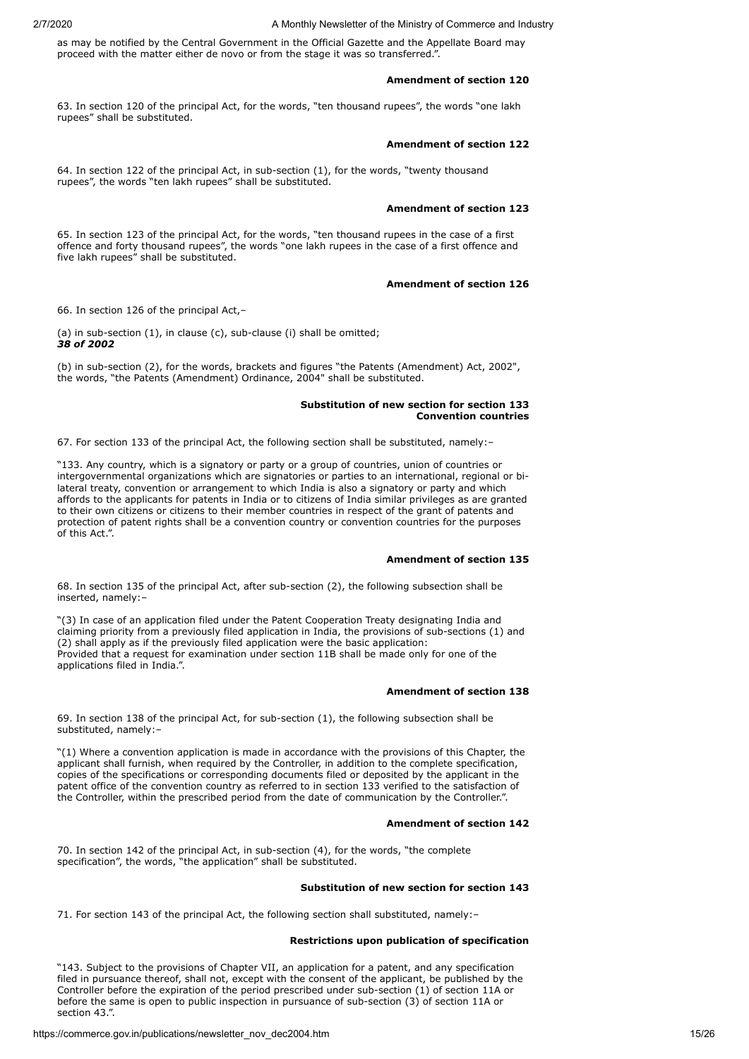as may be notified by the Central Government in the Official Gazette and the Appellate Board may proceed with the matter either de novo or from the stage it was so transferred.".

**Amendment of section 120**

63. In section 120 of the principal Act, for the words, "ten thousand rupees", the words "one lakh rupees" shall be substituted.

**Amendment of section 122**

64. In section 122 of the principal Act, in sub-section (1), for the words, "twenty thousand rupees", the words "ten lakh rupees" shall be substituted.

**Amendment of section 123**

65. In section 123 of the principal Act, for the words, "ten thousand rupees in the case of a first offence and forty thousand rupees", the words "one lakh rupees in the case of a first offence and five lakh rupees" shall be substituted.

**Amendment of section 126**

66. In section 126 of the principal Act,–

(a) in sub-section (1), in clause (c), sub-clause (i) shall be omitted;
***38 of 2002***

(b) in sub-section (2), for the words, brackets and figures "the Patents (Amendment) Act, 2002", the words, "the Patents (Amendment) Ordinance, 2004" shall be substituted.

**Substitution of new section for section 133**
**Convention countries**

67. For section 133 of the principal Act, the following section shall be substituted, namely:–

"133. Any country, which is a signatory or party or a group of countries, union of countries or intergovernmental organizations which are signatories or parties to an international, regional or bi-lateral treaty, convention or arrangement to which India is also a signatory or party and which affords to the applicants for patents in India or to citizens of India similar privileges as are granted to their own citizens or citizens to their member countries in respect of the grant of patents and protection of patent rights shall be a convention country or convention countries for the purposes of this Act.".

**Amendment of section 135**

68. In section 135 of the principal Act, after sub-section (2), the following subsection shall be inserted, namely:–

"(3) In case of an application filed under the Patent Cooperation Treaty designating India and claiming priority from a previously filed application in India, the provisions of sub-sections (1) and (2) shall apply as if the previously filed application were the basic application:
Provided that a request for examination under section 11B shall be made only for one of the applications filed in India.".

**Amendment of section 138**

69. In section 138 of the principal Act, for sub-section (1), the following subsection shall be substituted, namely:–

"(1) Where a convention application is made in accordance with the provisions of this Chapter, the applicant shall furnish, when required by the Controller, in addition to the complete specification, copies of the specifications or corresponding documents filed or deposited by the applicant in the patent office of the convention country as referred to in section 133 verified to the satisfaction of the Controller, within the prescribed period from the date of communication by the Controller.".

**Amendment of section 142**

70. In section 142 of the principal Act, in sub-section (4), for the words, "the complete specification", the words, "the application" shall be substituted.

**Substitution of new section for section 143**

71. For section 143 of the principal Act, the following section shall substituted, namely:–

**Restrictions upon publication of specification**

"143. Subject to the provisions of Chapter VII, an application for a patent, and any specification filed in pursuance thereof, shall not, except with the consent of the applicant, be published by the Controller before the expiration of the period prescribed under sub-section (1) of section 11A or before the same is open to public inspection in pursuance of sub-section (3) of section 11A or section 43.".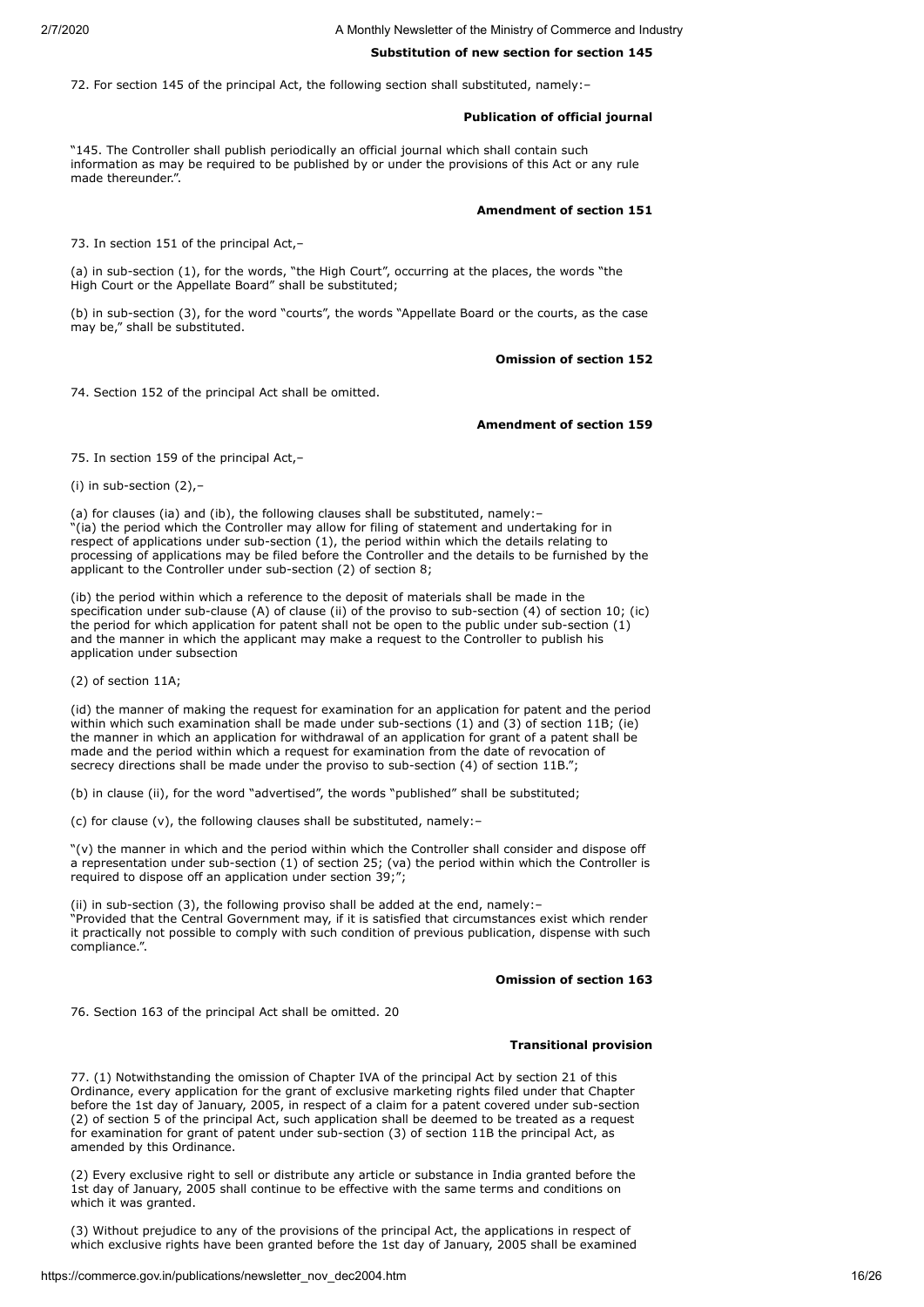**Substitution of new section for section 145**

72. For section 145 of the principal Act, the following section shall substituted, namely:–

**Publication of official journal**

"145. The Controller shall publish periodically an official journal which shall contain such information as may be required to be published by or under the provisions of this Act or any rule made thereunder.".

**Amendment of section 151**

73. In section 151 of the principal Act,–

(a) in sub-section (1), for the words, "the High Court", occurring at the places, the words "the High Court or the Appellate Board" shall be substituted;

(b) in sub-section (3), for the word "courts", the words "Appellate Board or the courts, as the case may be," shall be substituted.

**Omission of section 152**

74. Section 152 of the principal Act shall be omitted.

**Amendment of section 159**

75. In section 159 of the principal Act,–

(i) in sub-section (2),–

(a) for clauses (ia) and (ib), the following clauses shall be substituted, namely:–
"(ia) the period which the Controller may allow for filing of statement and undertaking for in respect of applications under sub-section (1), the period within which the details relating to processing of applications may be filed before the Controller and the details to be furnished by the applicant to the Controller under sub-section (2) of section 8;

(ib) the period within which a reference to the deposit of materials shall be made in the specification under sub-clause (A) of clause (ii) of the proviso to sub-section (4) of section 10; (ic) the period for which application for patent shall not be open to the public under sub-section (1) and the manner in which the applicant may make a request to the Controller to publish his application under subsection

(2) of section 11A;

(id) the manner of making the request for examination for an application for patent and the period within which such examination shall be made under sub-sections (1) and (3) of section 11B; (ie) the manner in which an application for withdrawal of an application for grant of a patent shall be made and the period within which a request for examination from the date of revocation of secrecy directions shall be made under the proviso to sub-section (4) of section 11B.";

(b) in clause (ii), for the word "advertised", the words "published" shall be substituted;

(c) for clause (v), the following clauses shall be substituted, namely:–

"(v) the manner in which and the period within which the Controller shall consider and dispose off a representation under sub-section (1) of section 25; (va) the period within which the Controller is required to dispose off an application under section 39;";

(ii) in sub-section (3), the following proviso shall be added at the end, namely:–
"Provided that the Central Government may, if it is satisfied that circumstances exist which render it practically not possible to comply with such condition of previous publication, dispense with such compliance.".

**Omission of section 163**

76. Section 163 of the principal Act shall be omitted. 20

**Transitional provision**

77. (1) Notwithstanding the omission of Chapter IVA of the principal Act by section 21 of this Ordinance, every application for the grant of exclusive marketing rights filed under that Chapter before the 1st day of January, 2005, in respect of a claim for a patent covered under sub-section (2) of section 5 of the principal Act, such application shall be deemed to be treated as a request for examination for grant of patent under sub-section (3) of section 11B the principal Act, as amended by this Ordinance.

(2) Every exclusive right to sell or distribute any article or substance in India granted before the 1st day of January, 2005 shall continue to be effective with the same terms and conditions on which it was granted.

(3) Without prejudice to any of the provisions of the principal Act, the applications in respect of which exclusive rights have been granted before the 1st day of January, 2005 shall be examined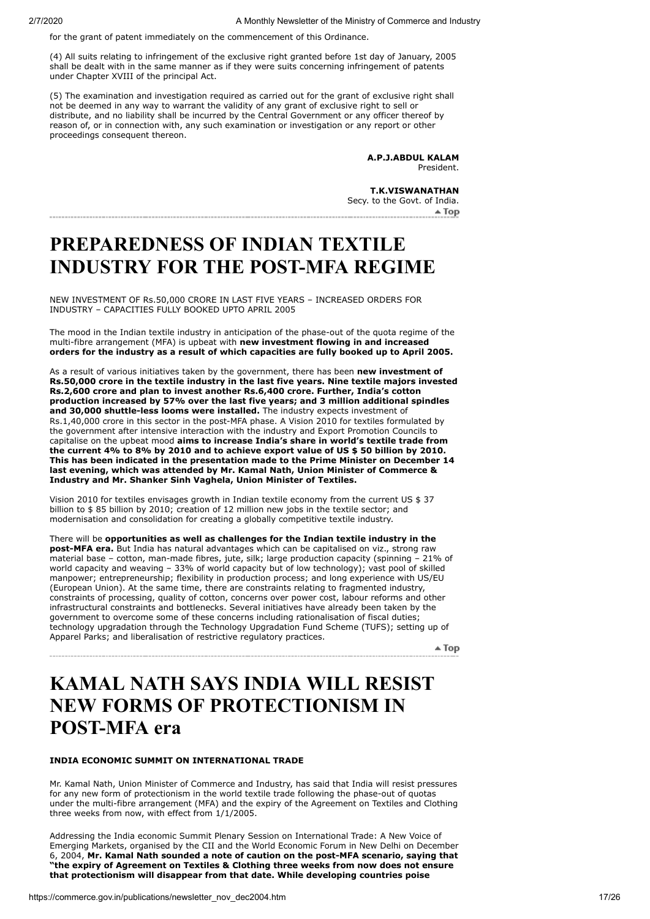for the grant of patent immediately on the commencement of this Ordinance.

(4) All suits relating to infringement of the exclusive right granted before 1st day of January, 2005 shall be dealt with in the same manner as if they were suits concerning infringement of patents under Chapter XVIII of the principal Act.

(5) The examination and investigation required as carried out for the grant of exclusive right shall not be deemed in any way to warrant the validity of any grant of exclusive right to sell or distribute, and no liability shall be incurred by the Central Government or any officer thereof by reason of, or in connection with, any such examination or investigation or any report or other proceedings consequent thereon.

**A.P.J.ABDUL KALAM**
President.

**T.K.VISWANATHAN**
Secy. to the Govt. of India.

▲ Top

# PREPAREDNESS OF INDIAN TEXTILE INDUSTRY FOR THE POST-MFA REGIME

NEW INVESTMENT OF Rs.50,000 CRORE IN LAST FIVE YEARS – INCREASED ORDERS FOR INDUSTRY – CAPACITIES FULLY BOOKED UPTO APRIL 2005

The mood in the Indian textile industry in anticipation of the phase-out of the quota regime of the multi-fibre arrangement (MFA) is upbeat with **new investment flowing in and increased orders for the industry as a result of which capacities are fully booked up to April 2005.**

As a result of various initiatives taken by the government, there has been **new investment of Rs.50,000 crore in the textile industry in the last five years. Nine textile majors invested Rs.2,600 crore and plan to invest another Rs.6,400 crore. Further, India's cotton production increased by 57% over the last five years; and 3 million additional spindles and 30,000 shuttle-less looms were installed.** The industry expects investment of Rs.1,40,000 crore in this sector in the post-MFA phase. A Vision 2010 for textiles formulated by the government after intensive interaction with the industry and Export Promotion Councils to capitalise on the upbeat mood **aims to increase India's share in world's textile trade from the current 4% to 8% by 2010 and to achieve export value of US $ 50 billion by 2010. This has been indicated in the presentation made to the Prime Minister on December 14 last evening, which was attended by Mr. Kamal Nath, Union Minister of Commerce & Industry and Mr. Shanker Sinh Vaghela, Union Minister of Textiles.**

Vision 2010 for textiles envisages growth in Indian textile economy from the current US $ 37 billion to $ 85 billion by 2010; creation of 12 million new jobs in the textile sector; and modernisation and consolidation for creating a globally competitive textile industry.

There will be **opportunities as well as challenges for the Indian textile industry in the post-MFA era.** But India has natural advantages which can be capitalised on viz., strong raw material base – cotton, man-made fibres, jute, silk; large production capacity (spinning – 21% of world capacity and weaving – 33% of world capacity but of low technology); vast pool of skilled manpower; entrepreneurship; flexibility in production process; and long experience with US/EU (European Union). At the same time, there are constraints relating to fragmented industry, constraints of processing, quality of cotton, concerns over power cost, labour reforms and other infrastructural constraints and bottlenecks. Several initiatives have already been taken by the government to overcome some of these concerns including rationalisation of fiscal duties; technology upgradation through the Technology Upgradation Fund Scheme (TUFS); setting up of Apparel Parks; and liberalisation of restrictive regulatory practices.

▲ Top

# KAMAL NATH SAYS INDIA WILL RESIST NEW FORMS OF PROTECTIONISM IN POST-MFA era

**INDIA ECONOMIC SUMMIT ON INTERNATIONAL TRADE**

Mr. Kamal Nath, Union Minister of Commerce and Industry, has said that India will resist pressures for any new form of protectionism in the world textile trade following the phase-out of quotas under the multi-fibre arrangement (MFA) and the expiry of the Agreement on Textiles and Clothing three weeks from now, with effect from 1/1/2005.

Addressing the India economic Summit Plenary Session on International Trade: A New Voice of Emerging Markets, organised by the CII and the World Economic Forum in New Delhi on December 6, 2004, **Mr. Kamal Nath sounded a note of caution on the post-MFA scenario, saying that "the expiry of Agreement on Textiles & Clothing three weeks from now does not ensure that protectionism will disappear from that date. While developing countries poise**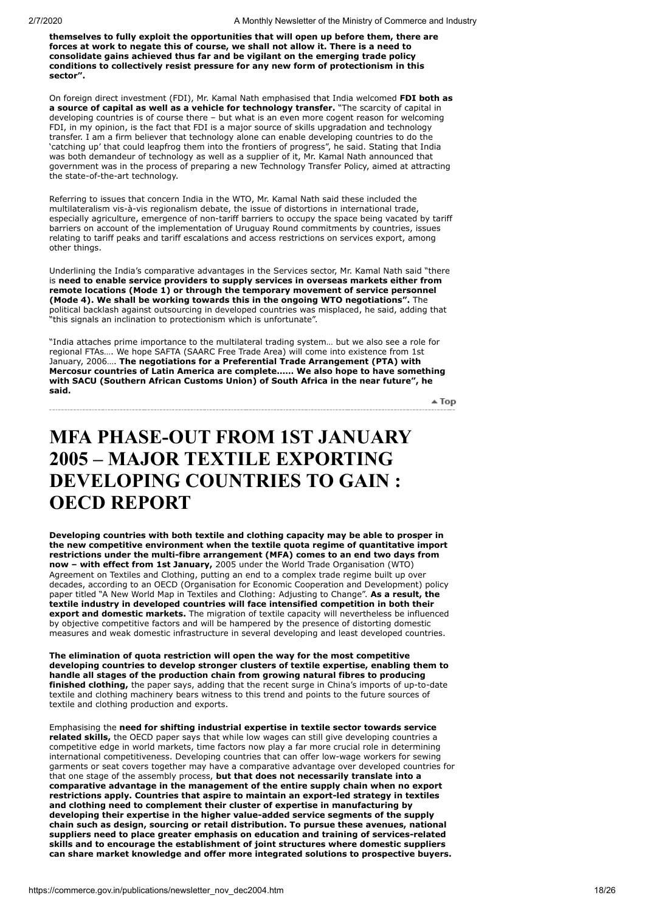**themselves to fully exploit the opportunities that will open up before them, there are forces at work to negate this of course, we shall not allow it. There is a need to consolidate gains achieved thus far and be vigilant on the emerging trade policy conditions to collectively resist pressure for any new form of protectionism in this sector".**

On foreign direct investment (FDI), Mr. Kamal Nath emphasised that India welcomed **FDI both as a source of capital as well as a vehicle for technology transfer.** "The scarcity of capital in developing countries is of course there – but what is an even more cogent reason for welcoming FDI, in my opinion, is the fact that FDI is a major source of skills upgradation and technology transfer. I am a firm believer that technology alone can enable developing countries to do the 'catching up' that could leapfrog them into the frontiers of progress", he said. Stating that India was both demandeur of technology as well as a supplier of it, Mr. Kamal Nath announced that government was in the process of preparing a new Technology Transfer Policy, aimed at attracting the state-of-the-art technology.

Referring to issues that concern India in the WTO, Mr. Kamal Nath said these included the multilateralism vis-à-vis regionalism debate, the issue of distortions in international trade, especially agriculture, emergence of non-tariff barriers to occupy the space being vacated by tariff barriers on account of the implementation of Uruguay Round commitments by countries, issues relating to tariff peaks and tariff escalations and access restrictions on services export, among other things.

Underlining the India's comparative advantages in the Services sector, Mr. Kamal Nath said "there is **need to enable service providers to supply services in overseas markets either from remote locations (Mode 1) or through the temporary movement of service personnel (Mode 4). We shall be working towards this in the ongoing WTO negotiations".** The political backlash against outsourcing in developed countries was misplaced, he said, adding that "this signals an inclination to protectionism which is unfortunate".

"India attaches prime importance to the multilateral trading system… but we also see a role for regional FTAs…. We hope SAFTA (SAARC Free Trade Area) will come into existence from 1st January, 2006…. **The negotiations for a Preferential Trade Arrangement (PTA) with Mercosur countries of Latin America are complete…… We also hope to have something with SACU (Southern African Customs Union) of South Africa in the near future", he said.**

# MFA PHASE-OUT FROM 1ST JANUARY 2005 – MAJOR TEXTILE EXPORTING DEVELOPING COUNTRIES TO GAIN : OECD REPORT

**Developing countries with both textile and clothing capacity may be able to prosper in the new competitive environment when the textile quota regime of quantitative import restrictions under the multi-fibre arrangement (MFA) comes to an end two days from now – with effect from 1st January,** 2005 under the World Trade Organisation (WTO) Agreement on Textiles and Clothing, putting an end to a complex trade regime built up over decades, according to an OECD (Organisation for Economic Cooperation and Development) policy paper titled "A New World Map in Textiles and Clothing: Adjusting to Change". **As a result, the textile industry in developed countries will face intensified competition in both their export and domestic markets.** The migration of textile capacity will nevertheless be influenced by objective competitive factors and will be hampered by the presence of distorting domestic measures and weak domestic infrastructure in several developing and least developed countries.

**The elimination of quota restriction will open the way for the most competitive developing countries to develop stronger clusters of textile expertise, enabling them to handle all stages of the production chain from growing natural fibres to producing finished clothing,** the paper says, adding that the recent surge in China's imports of up-to-date textile and clothing machinery bears witness to this trend and points to the future sources of textile and clothing production and exports.

Emphasising the **need for shifting industrial expertise in textile sector towards service related skills,** the OECD paper says that while low wages can still give developing countries a competitive edge in world markets, time factors now play a far more crucial role in determining international competitiveness. Developing countries that can offer low-wage workers for sewing garments or seat covers together may have a comparative advantage over developed countries for that one stage of the assembly process, **but that does not necessarily translate into a comparative advantage in the management of the entire supply chain when no export restrictions apply. Countries that aspire to maintain an export-led strategy in textiles and clothing need to complement their cluster of expertise in manufacturing by developing their expertise in the higher value-added service segments of the supply chain such as design, sourcing or retail distribution. To pursue these avenues, national suppliers need to place greater emphasis on education and training of services-related skills and to encourage the establishment of joint structures where domestic suppliers can share market knowledge and offer more integrated solutions to prospective buyers.**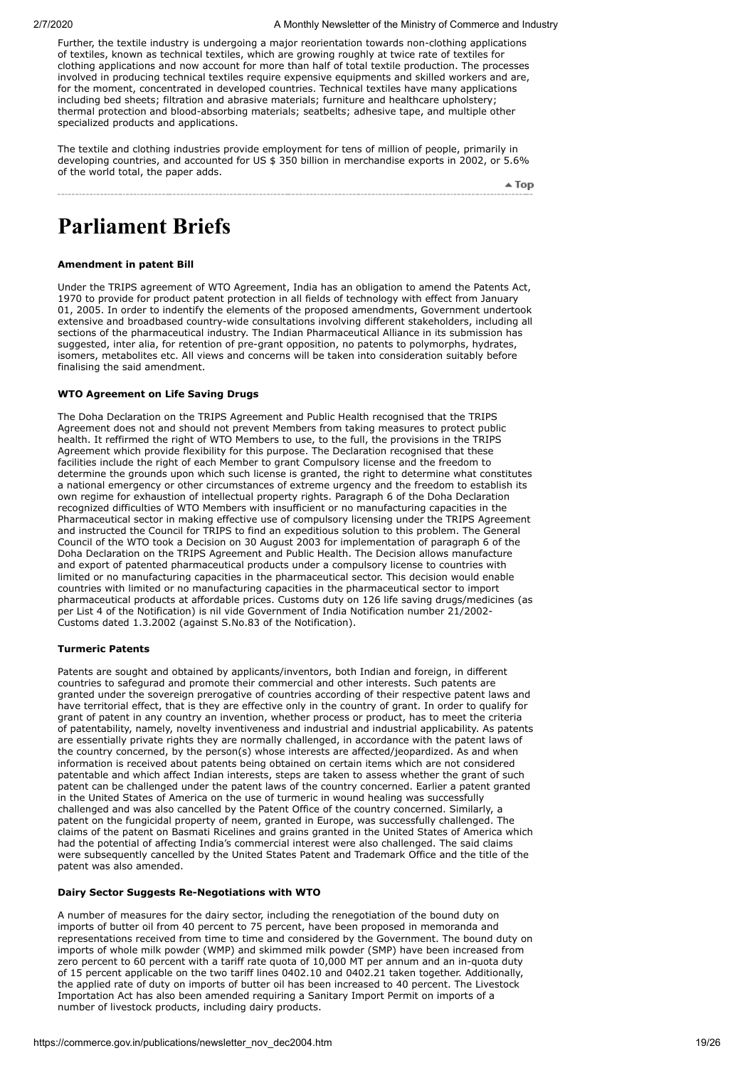Further, the textile industry is undergoing a major reorientation towards non-clothing applications of textiles, known as technical textiles, which are growing roughly at twice rate of textiles for clothing applications and now account for more than half of total textile production. The processes involved in producing technical textiles require expensive equipments and skilled workers and are, for the moment, concentrated in developed countries. Technical textiles have many applications including bed sheets; filtration and abrasive materials; furniture and healthcare upholstery; thermal protection and blood-absorbing materials; seatbelts; adhesive tape, and multiple other specialized products and applications.

The textile and clothing industries provide employment for tens of million of people, primarily in developing countries, and accounted for US $ 350 billion in merchandise exports in 2002, or 5.6% of the world total, the paper adds.

▲ Top

# Parliament Briefs

**Amendment in patent Bill**

Under the TRIPS agreement of WTO Agreement, India has an obligation to amend the Patents Act, 1970 to provide for product patent protection in all fields of technology with effect from January 01, 2005. In order to indentify the elements of the proposed amendments, Government undertook extensive and broadbased country-wide consultations involving different stakeholders, including all sections of the pharmaceutical industry. The Indian Pharmaceutical Alliance in its submission has suggested, inter alia, for retention of pre-grant opposition, no patents to polymorphs, hydrates, isomers, metabolites etc. All views and concerns will be taken into consideration suitably before finalising the said amendment.

**WTO Agreement on Life Saving Drugs**

The Doha Declaration on the TRIPS Agreement and Public Health recognised that the TRIPS Agreement does not and should not prevent Members from taking measures to protect public health. It reffirmed the right of WTO Members to use, to the full, the provisions in the TRIPS Agreement which provide flexibility for this purpose. The Declaration recognised that these facilities include the right of each Member to grant Compulsory license and the freedom to determine the grounds upon which such license is granted, the right to determine what constitutes a national emergency or other circumstances of extreme urgency and the freedom to establish its own regime for exhaustion of intellectual property rights. Paragraph 6 of the Doha Declaration recognized difficulties of WTO Members with insufficient or no manufacturing capacities in the Pharmaceutical sector in making effective use of compulsory licensing under the TRIPS Agreement and instructed the Council for TRIPS to find an expeditious solution to this problem. The General Council of the WTO took a Decision on 30 August 2003 for implementation of paragraph 6 of the Doha Declaration on the TRIPS Agreement and Public Health. The Decision allows manufacture and export of patented pharmaceutical products under a compulsory license to countries with limited or no manufacturing capacities in the pharmaceutical sector. This decision would enable countries with limited or no manufacturing capacities in the pharmaceutical sector to import pharmaceutical products at affordable prices. Customs duty on 126 life saving drugs/medicines (as per List 4 of the Notification) is nil vide Government of India Notification number 21/2002-Customs dated 1.3.2002 (against S.No.83 of the Notification).

**Turmeric Patents**

Patents are sought and obtained by applicants/inventors, both Indian and foreign, in different countries to safegurad and promote their commercial and other interests. Such patents are granted under the sovereign prerogative of countries according of their respective patent laws and have territorial effect, that is they are effective only in the country of grant. In order to qualify for grant of patent in any country an invention, whether process or product, has to meet the criteria of patentability, namely, novelty inventiveness and industrial and industrial applicability. As patents are essentially private rights they are normally challenged, in accordance with the patent laws of the country concerned, by the person(s) whose interests are affected/jeopardized. As and when information is received about patents being obtained on certain items which are not considered patentable and which affect Indian interests, steps are taken to assess whether the grant of such patent can be challenged under the patent laws of the country concerned. Earlier a patent granted in the United States of America on the use of turmeric in wound healing was successfully challenged and was also cancelled by the Patent Office of the country concerned. Similarly, a patent on the fungicidal property of neem, granted in Europe, was successfully challenged. The claims of the patent on Basmati Ricelines and grains granted in the United States of America which had the potential of affecting India's commercial interest were also challenged. The said claims were subsequently cancelled by the United States Patent and Trademark Office and the title of the patent was also amended.

**Dairy Sector Suggests Re-Negotiations with WTO**

A number of measures for the dairy sector, including the renegotiation of the bound duty on imports of butter oil from 40 percent to 75 percent, have been proposed in memoranda and representations received from time to time and considered by the Government. The bound duty on imports of whole milk powder (WMP) and skimmed milk powder (SMP) have been increased from zero percent to 60 percent with a tariff rate quota of 10,000 MT per annum and an in-quota duty of 15 percent applicable on the two tariff lines 0402.10 and 0402.21 taken together. Additionally, the applied rate of duty on imports of butter oil has been increased to 40 percent. The Livestock Importation Act has also been amended requiring a Sanitary Import Permit on imports of a number of livestock products, including dairy products.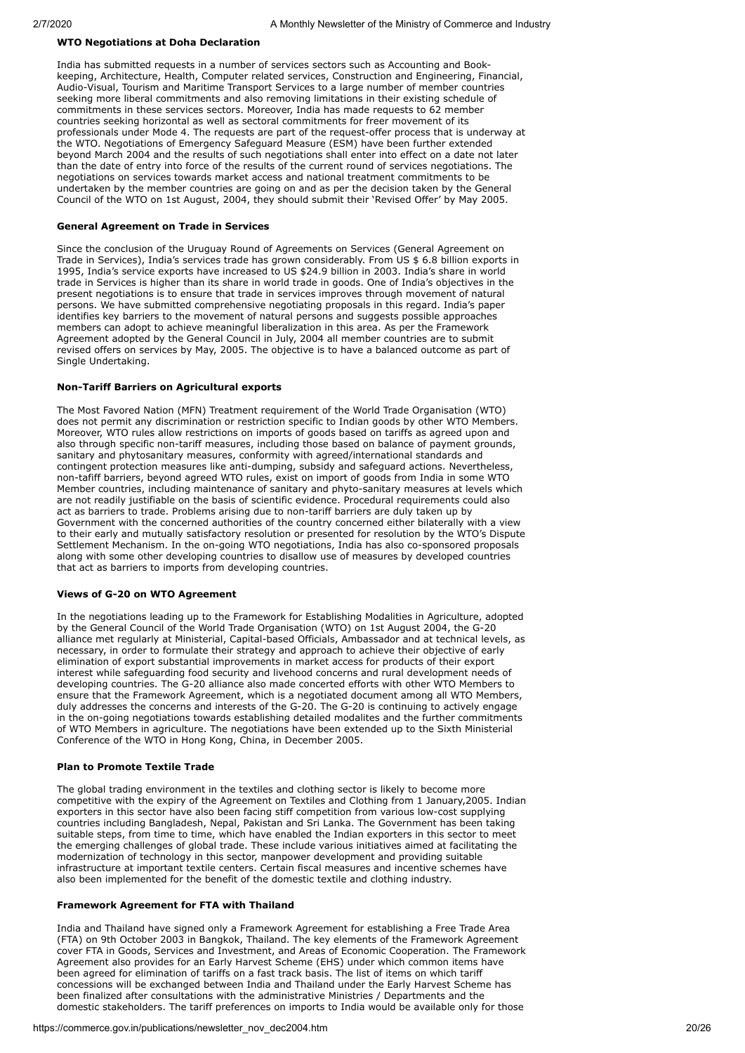**WTO Negotiations at Doha Declaration**

India has submitted requests in a number of services sectors such as Accounting and Book-keeping, Architecture, Health, Computer related services, Construction and Engineering, Financial, Audio-Visual, Tourism and Maritime Transport Services to a large number of member countries seeking more liberal commitments and also removing limitations in their existing schedule of commitments in these services sectors. Moreover, India has made requests to 62 member countries seeking horizontal as well as sectoral commitments for freer movement of its professionals under Mode 4. The requests are part of the request-offer process that is underway at the WTO. Negotiations of Emergency Safeguard Measure (ESM) have been further extended beyond March 2004 and the results of such negotiations shall enter into effect on a date not later than the date of entry into force of the results of the current round of services negotiations. The negotiations on services towards market access and national treatment commitments to be undertaken by the member countries are going on and as per the decision taken by the General Council of the WTO on 1st August, 2004, they should submit their 'Revised Offer' by May 2005.

**General Agreement on Trade in Services**

Since the conclusion of the Uruguay Round of Agreements on Services (General Agreement on Trade in Services), India's services trade has grown considerably. From US $ 6.8 billion exports in 1995, India's service exports have increased to US $24.9 billion in 2003. India's share in world trade in Services is higher than its share in world trade in goods. One of India's objectives in the present negotiations is to ensure that trade in services improves through movement of natural persons. We have submitted comprehensive negotiating proposals in this regard. India's paper identifies key barriers to the movement of natural persons and suggests possible approaches members can adopt to achieve meaningful liberalization in this area. As per the Framework Agreement adopted by the General Council in July, 2004 all member countries are to submit revised offers on services by May, 2005. The objective is to have a balanced outcome as part of Single Undertaking.

**Non-Tariff Barriers on Agricultural exports**

The Most Favored Nation (MFN) Treatment requirement of the World Trade Organisation (WTO) does not permit any discrimination or restriction specific to Indian goods by other WTO Members. Moreover, WTO rules allow restrictions on imports of goods based on tariffs as agreed upon and also through specific non-tariff measures, including those based on balance of payment grounds, sanitary and phytosanitary measures, conformity with agreed/international standards and contingent protection measures like anti-dumping, subsidy and safeguard actions. Nevertheless, non-tafiff barriers, beyond agreed WTO rules, exist on import of goods from India in some WTO Member countries, including maintenance of sanitary and phyto-sanitary measures at levels which are not readily justifiable on the basis of scientific evidence. Procedural requirements could also act as barriers to trade. Problems arising due to non-tariff barriers are duly taken up by Government with the concerned authorities of the country concerned either bilaterally with a view to their early and mutually satisfactory resolution or presented for resolution by the WTO's Dispute Settlement Mechanism. In the on-going WTO negotiations, India has also co-sponsored proposals along with some other developing countries to disallow use of measures by developed countries that act as barriers to imports from developing countries.

**Views of G-20 on WTO Agreement**

In the negotiations leading up to the Framework for Establishing Modalities in Agriculture, adopted by the General Council of the World Trade Organisation (WTO) on 1st August 2004, the G-20 alliance met regularly at Ministerial, Capital-based Officials, Ambassador and at technical levels, as necessary, in order to formulate their strategy and approach to achieve their objective of early elimination of export substantial improvements in market access for products of their export interest while safeguarding food security and livehood concerns and rural development needs of developing countries. The G-20 alliance also made concerted efforts with other WTO Members to ensure that the Framework Agreement, which is a negotiated document among all WTO Members, duly addresses the concerns and interests of the G-20. The G-20 is continuing to actively engage in the on-going negotiations towards establishing detailed modalites and the further commitments of WTO Members in agriculture. The negotiations have been extended up to the Sixth Ministerial Conference of the WTO in Hong Kong, China, in December 2005.

**Plan to Promote Textile Trade**

The global trading environment in the textiles and clothing sector is likely to become more competitive with the expiry of the Agreement on Textiles and Clothing from 1 January,2005. Indian exporters in this sector have also been facing stiff competition from various low-cost supplying countries including Bangladesh, Nepal, Pakistan and Sri Lanka. The Government has been taking suitable steps, from time to time, which have enabled the Indian exporters in this sector to meet the emerging challenges of global trade. These include various initiatives aimed at facilitating the modernization of technology in this sector, manpower development and providing suitable infrastructure at important textile centers. Certain fiscal measures and incentive schemes have also been implemented for the benefit of the domestic textile and clothing industry.

**Framework Agreement for FTA with Thailand**

India and Thailand have signed only a Framework Agreement for establishing a Free Trade Area (FTA) on 9th October 2003 in Bangkok, Thailand. The key elements of the Framework Agreement cover FTA in Goods, Services and Investment, and Areas of Economic Cooperation. The Framework Agreement also provides for an Early Harvest Scheme (EHS) under which common items have been agreed for elimination of tariffs on a fast track basis. The list of items on which tariff concessions will be exchanged between India and Thailand under the Early Harvest Scheme has been finalized after consultations with the administrative Ministries / Departments and the domestic stakeholders. The tariff preferences on imports to India would be available only for those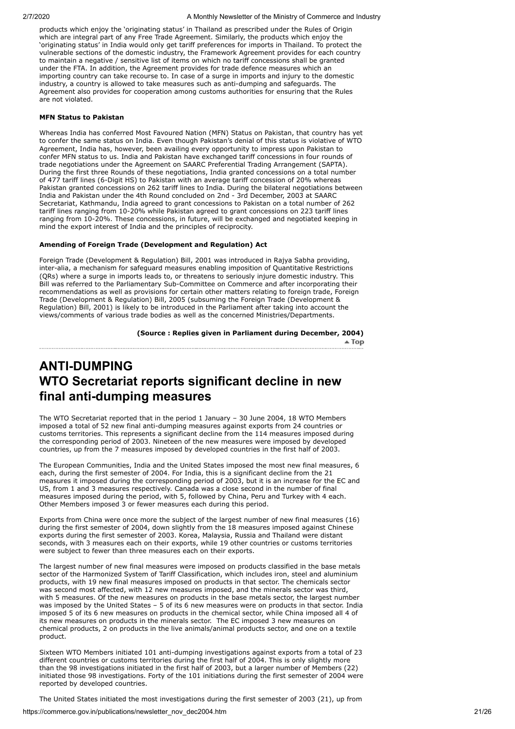products which enjoy the 'originating status' in Thailand as prescribed under the Rules of Origin which are integral part of any Free Trade Agreement. Similarly, the products which enjoy the 'originating status' in India would only get tariff preferences for imports in Thailand. To protect the vulnerable sections of the domestic industry, the Framework Agreement provides for each country to maintain a negative / sensitive list of items on which no tariff concessions shall be granted under the FTA. In addition, the Agreement provides for trade defence measures which an importing country can take recourse to. In case of a surge in imports and injury to the domestic industry, a country is allowed to take measures such as anti-dumping and safeguards. The Agreement also provides for cooperation among customs authorities for ensuring that the Rules are not violated.

**MFN Status to Pakistan**

Whereas India has conferred Most Favoured Nation (MFN) Status on Pakistan, that country has yet to confer the same status on India. Even though Pakistan's denial of this status is violative of WTO Agreement, India has, however, been availing every opportunity to impress upon Pakistan to confer MFN status to us. India and Pakistan have exchanged tariff concessions in four rounds of trade negotiations under the Agreement on SAARC Preferential Trading Arrangement (SAPTA). During the first three Rounds of these negotiations, India granted concessions on a total number of 477 tariff lines (6-Digit HS) to Pakistan with an average tariff concession of 20% whereas Pakistan granted concessions on 262 tariff lines to India. During the bilateral negotiations between India and Pakistan under the 4th Round concluded on 2nd - 3rd December, 2003 at SAARC Secretariat, Kathmandu, India agreed to grant concessions to Pakistan on a total number of 262 tariff lines ranging from 10-20% while Pakistan agreed to grant concessions on 223 tariff lines ranging from 10-20%. These concessions, in future, will be exchanged and negotiated keeping in mind the export interest of India and the principles of reciprocity.

**Amending of Foreign Trade (Development and Regulation) Act**

Foreign Trade (Development & Regulation) Bill, 2001 was introduced in Rajya Sabha providing, inter-alia, a mechanism for safeguard measures enabling imposition of Quantitative Restrictions (QRs) where a surge in imports leads to, or threatens to seriously injure domestic industry. This Bill was referred to the Parliamentary Sub-Committee on Commerce and after incorporating their recommendations as well as provisions for certain other matters relating to foreign trade, Foreign Trade (Development & Regulation) Bill, 2005 (subsuming the Foreign Trade (Development & Regulation) Bill, 2001) is likely to be introduced in the Parliament after taking into account the views/comments of various trade bodies as well as the concerned Ministries/Departments.

**(Source : Replies given in Parliament during December, 2004)**

▲ Top

# ANTI-DUMPING
## WTO Secretariat reports significant decline in new final anti-dumping measures

The WTO Secretariat reported that in the period 1 January – 30 June 2004, 18 WTO Members imposed a total of 52 new final anti-dumping measures against exports from 24 countries or customs territories. This represents a significant decline from the 114 measures imposed during the corresponding period of 2003. Nineteen of the new measures were imposed by developed countries, up from the 7 measures imposed by developed countries in the first half of 2003.

The European Communities, India and the United States imposed the most new final measures, 6 each, during the first semester of 2004. For India, this is a significant decline from the 21 measures it imposed during the corresponding period of 2003, but it is an increase for the EC and US, from 1 and 3 measures respectively. Canada was a close second in the number of final measures imposed during the period, with 5, followed by China, Peru and Turkey with 4 each. Other Members imposed 3 or fewer measures each during this period.

Exports from China were once more the subject of the largest number of new final measures (16) during the first semester of 2004, down slightly from the 18 measures imposed against Chinese exports during the first semester of 2003. Korea, Malaysia, Russia and Thailand were distant seconds, with 3 measures each on their exports, while 19 other countries or customs territories were subject to fewer than three measures each on their exports.

The largest number of new final measures were imposed on products classified in the base metals sector of the Harmonized System of Tariff Classification, which includes iron, steel and aluminium products, with 19 new final measures imposed on products in that sector. The chemicals sector was second most affected, with 12 new measures imposed, and the minerals sector was third, with 5 measures. Of the new measures on products in the base metals sector, the largest number was imposed by the United States – 5 of its 6 new measures were on products in that sector. India imposed 5 of its 6 new measures on products in the chemical sector, while China imposed all 4 of its new measures on products in the minerals sector. The EC imposed 3 new measures on chemical products, 2 on products in the live animals/animal products sector, and one on a textile product.

Sixteen WTO Members initiated 101 anti-dumping investigations against exports from a total of 23 different countries or customs territories during the first half of 2004. This is only slightly more than the 98 investigations initiated in the first half of 2003, but a larger number of Members (22) initiated those 98 investigations. Forty of the 101 initiations during the first semester of 2004 were reported by developed countries.

The United States initiated the most investigations during the first semester of 2003 (21), up from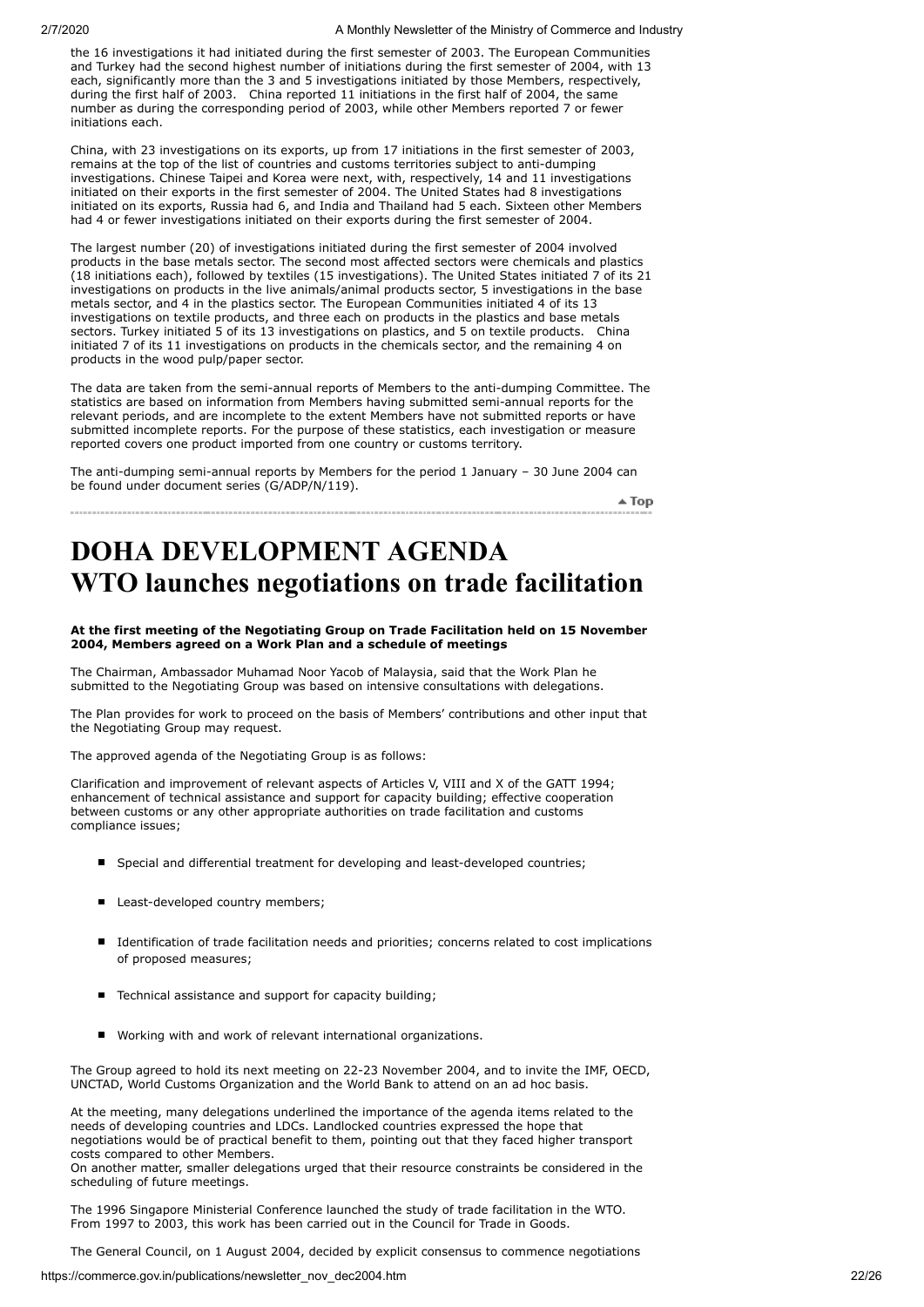the 16 investigations it had initiated during the first semester of 2003. The European Communities and Turkey had the second highest number of initiations during the first semester of 2004, with 13 each, significantly more than the 3 and 5 investigations initiated by those Members, respectively, during the first half of 2003. China reported 11 initiations in the first half of 2004, the same number as during the corresponding period of 2003, while other Members reported 7 or fewer initiations each.

China, with 23 investigations on its exports, up from 17 initiations in the first semester of 2003, remains at the top of the list of countries and customs territories subject to anti-dumping investigations. Chinese Taipei and Korea were next, with, respectively, 14 and 11 investigations initiated on their exports in the first semester of 2004. The United States had 8 investigations initiated on its exports, Russia had 6, and India and Thailand had 5 each. Sixteen other Members had 4 or fewer investigations initiated on their exports during the first semester of 2004.

The largest number (20) of investigations initiated during the first semester of 2004 involved products in the base metals sector. The second most affected sectors were chemicals and plastics (18 initiations each), followed by textiles (15 investigations). The United States initiated 7 of its 21 investigations on products in the live animals/animal products sector, 5 investigations in the base metals sector, and 4 in the plastics sector. The European Communities initiated 4 of its 13 investigations on textile products, and three each on products in the plastics and base metals sectors. Turkey initiated 5 of its 13 investigations on plastics, and 5 on textile products. China initiated 7 of its 11 investigations on products in the chemicals sector, and the remaining 4 on products in the wood pulp/paper sector.

The data are taken from the semi-annual reports of Members to the anti-dumping Committee. The statistics are based on information from Members having submitted semi-annual reports for the relevant periods, and are incomplete to the extent Members have not submitted reports or have submitted incomplete reports. For the purpose of these statistics, each investigation or measure reported covers one product imported from one country or customs territory.

The anti-dumping semi-annual reports by Members for the period 1 January – 30 June 2004 can be found under document series (G/ADP/N/119).

▲ Top

# DOHA DEVELOPMENT AGENDA WTO launches negotiations on trade facilitation

**At the first meeting of the Negotiating Group on Trade Facilitation held on 15 November 2004, Members agreed on a Work Plan and a schedule of meetings**

The Chairman, Ambassador Muhamad Noor Yacob of Malaysia, said that the Work Plan he submitted to the Negotiating Group was based on intensive consultations with delegations.

The Plan provides for work to proceed on the basis of Members' contributions and other input that the Negotiating Group may request.

The approved agenda of the Negotiating Group is as follows:

Clarification and improvement of relevant aspects of Articles V, VIII and X of the GATT 1994; enhancement of technical assistance and support for capacity building; effective cooperation between customs or any other appropriate authorities on trade facilitation and customs compliance issues;

- Special and differential treatment for developing and least-developed countries;
- Least-developed country members;
- Identification of trade facilitation needs and priorities; concerns related to cost implications of proposed measures;
- Technical assistance and support for capacity building;
- Working with and work of relevant international organizations.

The Group agreed to hold its next meeting on 22-23 November 2004, and to invite the IMF, OECD, UNCTAD, World Customs Organization and the World Bank to attend on an ad hoc basis.

At the meeting, many delegations underlined the importance of the agenda items related to the needs of developing countries and LDCs. Landlocked countries expressed the hope that negotiations would be of practical benefit to them, pointing out that they faced higher transport costs compared to other Members.
On another matter, smaller delegations urged that their resource constraints be considered in the scheduling of future meetings.

The 1996 Singapore Ministerial Conference launched the study of trade facilitation in the WTO. From 1997 to 2003, this work has been carried out in the Council for Trade in Goods.

The General Council, on 1 August 2004, decided by explicit consensus to commence negotiations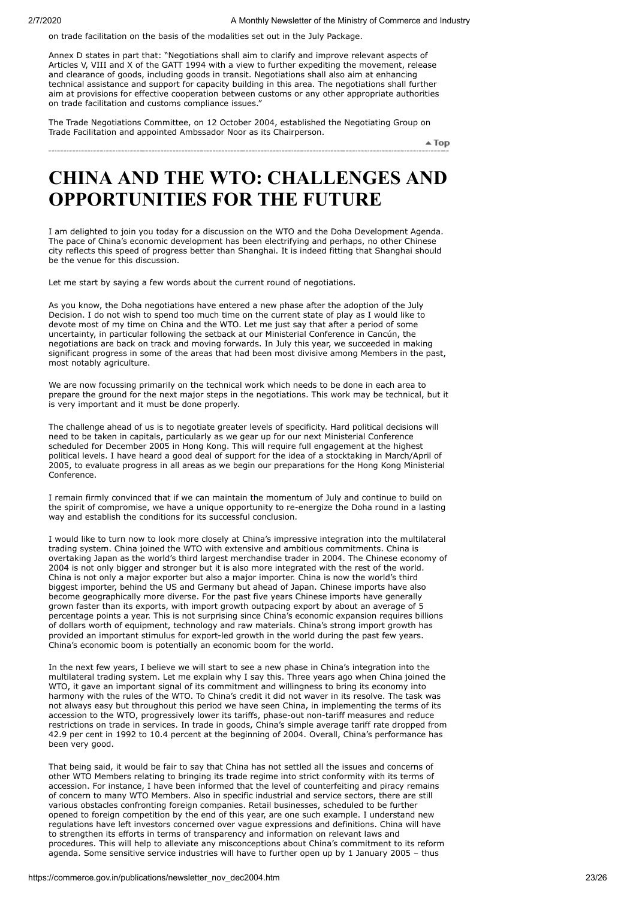on trade facilitation on the basis of the modalities set out in the July Package.

Annex D states in part that: "Negotiations shall aim to clarify and improve relevant aspects of Articles V, VIII and X of the GATT 1994 with a view to further expediting the movement, release and clearance of goods, including goods in transit. Negotiations shall also aim at enhancing technical assistance and support for capacity building in this area. The negotiations shall further aim at provisions for effective cooperation between customs or any other appropriate authorities on trade facilitation and customs compliance issues."

The Trade Negotiations Committee, on 12 October 2004, established the Negotiating Group on Trade Facilitation and appointed Ambssador Noor as its Chairperson.

▲ Top

# CHINA AND THE WTO: CHALLENGES AND OPPORTUNITIES FOR THE FUTURE

I am delighted to join you today for a discussion on the WTO and the Doha Development Agenda. The pace of China's economic development has been electrifying and perhaps, no other Chinese city reflects this speed of progress better than Shanghai. It is indeed fitting that Shanghai should be the venue for this discussion.

Let me start by saying a few words about the current round of negotiations.

As you know, the Doha negotiations have entered a new phase after the adoption of the July Decision. I do not wish to spend too much time on the current state of play as I would like to devote most of my time on China and the WTO. Let me just say that after a period of some uncertainty, in particular following the setback at our Ministerial Conference in Cancún, the negotiations are back on track and moving forwards. In July this year, we succeeded in making significant progress in some of the areas that had been most divisive among Members in the past, most notably agriculture.

We are now focussing primarily on the technical work which needs to be done in each area to prepare the ground for the next major steps in the negotiations. This work may be technical, but it is very important and it must be done properly.

The challenge ahead of us is to negotiate greater levels of specificity. Hard political decisions will need to be taken in capitals, particularly as we gear up for our next Ministerial Conference scheduled for December 2005 in Hong Kong. This will require full engagement at the highest political levels. I have heard a good deal of support for the idea of a stocktaking in March/April of 2005, to evaluate progress in all areas as we begin our preparations for the Hong Kong Ministerial Conference.

I remain firmly convinced that if we can maintain the momentum of July and continue to build on the spirit of compromise, we have a unique opportunity to re-energize the Doha round in a lasting way and establish the conditions for its successful conclusion.

I would like to turn now to look more closely at China's impressive integration into the multilateral trading system. China joined the WTO with extensive and ambitious commitments. China is overtaking Japan as the world's third largest merchandise trader in 2004. The Chinese economy of 2004 is not only bigger and stronger but it is also more integrated with the rest of the world. China is not only a major exporter but also a major importer. China is now the world's third biggest importer, behind the US and Germany but ahead of Japan. Chinese imports have also become geographically more diverse. For the past five years Chinese imports have generally grown faster than its exports, with import growth outpacing export by about an average of 5 percentage points a year. This is not surprising since China's economic expansion requires billions of dollars worth of equipment, technology and raw materials. China's strong import growth has provided an important stimulus for export-led growth in the world during the past few years. China's economic boom is potentially an economic boom for the world.

In the next few years, I believe we will start to see a new phase in China's integration into the multilateral trading system. Let me explain why I say this. Three years ago when China joined the WTO, it gave an important signal of its commitment and willingness to bring its economy into harmony with the rules of the WTO. To China's credit it did not waver in its resolve. The task was not always easy but throughout this period we have seen China, in implementing the terms of its accession to the WTO, progressively lower its tariffs, phase-out non-tariff measures and reduce restrictions on trade in services. In trade in goods, China's simple average tariff rate dropped from 42.9 per cent in 1992 to 10.4 percent at the beginning of 2004. Overall, China's performance has been very good.

That being said, it would be fair to say that China has not settled all the issues and concerns of other WTO Members relating to bringing its trade regime into strict conformity with its terms of accession. For instance, I have been informed that the level of counterfeiting and piracy remains of concern to many WTO Members. Also in specific industrial and service sectors, there are still various obstacles confronting foreign companies. Retail businesses, scheduled to be further opened to foreign competition by the end of this year, are one such example. I understand new regulations have left investors concerned over vague expressions and definitions. China will have to strengthen its efforts in terms of transparency and information on relevant laws and procedures. This will help to alleviate any misconceptions about China's commitment to its reform agenda. Some sensitive service industries will have to further open up by 1 January 2005 – thus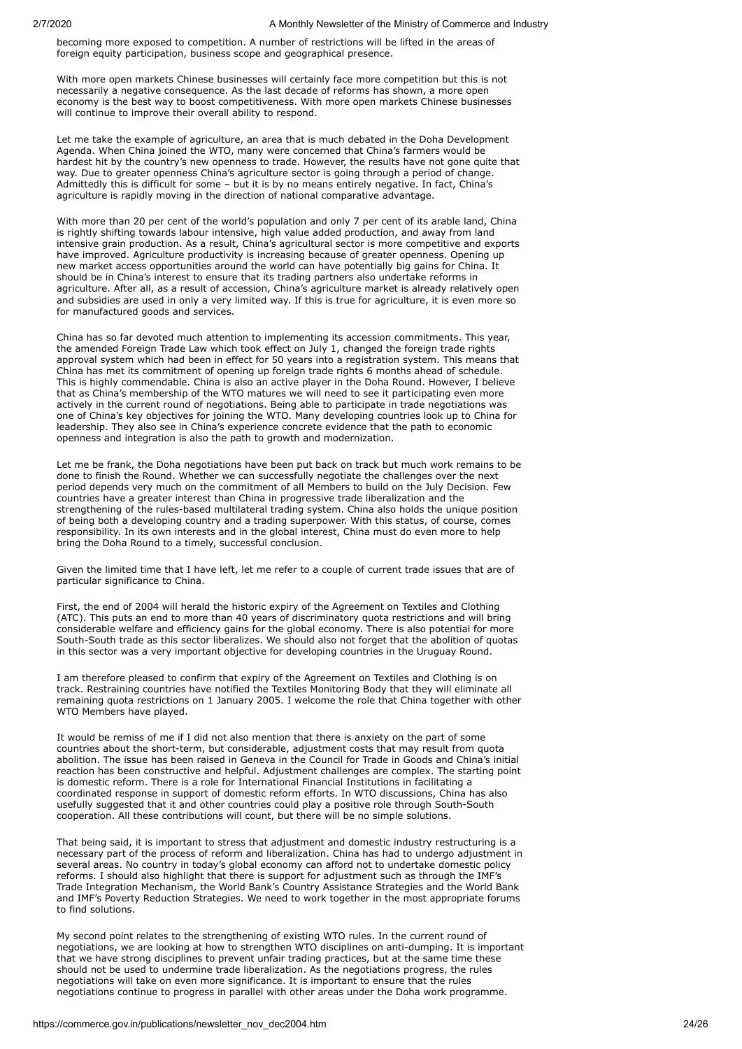becoming more exposed to competition. A number of restrictions will be lifted in the areas of foreign equity participation, business scope and geographical presence.

With more open markets Chinese businesses will certainly face more competition but this is not necessarily a negative consequence. As the last decade of reforms has shown, a more open economy is the best way to boost competitiveness. With more open markets Chinese businesses will continue to improve their overall ability to respond.

Let me take the example of agriculture, an area that is much debated in the Doha Development Agenda. When China joined the WTO, many were concerned that China's farmers would be hardest hit by the country's new openness to trade. However, the results have not gone quite that way. Due to greater openness China's agriculture sector is going through a period of change. Admittedly this is difficult for some – but it is by no means entirely negative. In fact, China's agriculture is rapidly moving in the direction of national comparative advantage.

With more than 20 per cent of the world's population and only 7 per cent of its arable land, China is rightly shifting towards labour intensive, high value added production, and away from land intensive grain production. As a result, China's agricultural sector is more competitive and exports have improved. Agriculture productivity is increasing because of greater openness. Opening up new market access opportunities around the world can have potentially big gains for China. It should be in China's interest to ensure that its trading partners also undertake reforms in agriculture. After all, as a result of accession, China's agriculture market is already relatively open and subsidies are used in only a very limited way. If this is true for agriculture, it is even more so for manufactured goods and services.

China has so far devoted much attention to implementing its accession commitments. This year, the amended Foreign Trade Law which took effect on July 1, changed the foreign trade rights approval system which had been in effect for 50 years into a registration system. This means that China has met its commitment of opening up foreign trade rights 6 months ahead of schedule. This is highly commendable. China is also an active player in the Doha Round. However, I believe that as China's membership of the WTO matures we will need to see it participating even more actively in the current round of negotiations. Being able to participate in trade negotiations was one of China's key objectives for joining the WTO. Many developing countries look up to China for leadership. They also see in China's experience concrete evidence that the path to economic openness and integration is also the path to growth and modernization.

Let me be frank, the Doha negotiations have been put back on track but much work remains to be done to finish the Round. Whether we can successfully negotiate the challenges over the next period depends very much on the commitment of all Members to build on the July Decision. Few countries have a greater interest than China in progressive trade liberalization and the strengthening of the rules-based multilateral trading system. China also holds the unique position of being both a developing country and a trading superpower. With this status, of course, comes responsibility. In its own interests and in the global interest, China must do even more to help bring the Doha Round to a timely, successful conclusion.

Given the limited time that I have left, let me refer to a couple of current trade issues that are of particular significance to China.

First, the end of 2004 will herald the historic expiry of the Agreement on Textiles and Clothing (ATC). This puts an end to more than 40 years of discriminatory quota restrictions and will bring considerable welfare and efficiency gains for the global economy. There is also potential for more South-South trade as this sector liberalizes. We should also not forget that the abolition of quotas in this sector was a very important objective for developing countries in the Uruguay Round.

I am therefore pleased to confirm that expiry of the Agreement on Textiles and Clothing is on track. Restraining countries have notified the Textiles Monitoring Body that they will eliminate all remaining quota restrictions on 1 January 2005. I welcome the role that China together with other WTO Members have played.

It would be remiss of me if I did not also mention that there is anxiety on the part of some countries about the short-term, but considerable, adjustment costs that may result from quota abolition. The issue has been raised in Geneva in the Council for Trade in Goods and China's initial reaction has been constructive and helpful. Adjustment challenges are complex. The starting point is domestic reform. There is a role for International Financial Institutions in facilitating a coordinated response in support of domestic reform efforts. In WTO discussions, China has also usefully suggested that it and other countries could play a positive role through South-South cooperation. All these contributions will count, but there will be no simple solutions.

That being said, it is important to stress that adjustment and domestic industry restructuring is a necessary part of the process of reform and liberalization. China has had to undergo adjustment in several areas. No country in today's global economy can afford not to undertake domestic policy reforms. I should also highlight that there is support for adjustment such as through the IMF's Trade Integration Mechanism, the World Bank's Country Assistance Strategies and the World Bank and IMF's Poverty Reduction Strategies. We need to work together in the most appropriate forums to find solutions.

My second point relates to the strengthening of existing WTO rules. In the current round of negotiations, we are looking at how to strengthen WTO disciplines on anti-dumping. It is important that we have strong disciplines to prevent unfair trading practices, but at the same time these should not be used to undermine trade liberalization. As the negotiations progress, the rules negotiations will take on even more significance. It is important to ensure that the rules negotiations continue to progress in parallel with other areas under the Doha work programme.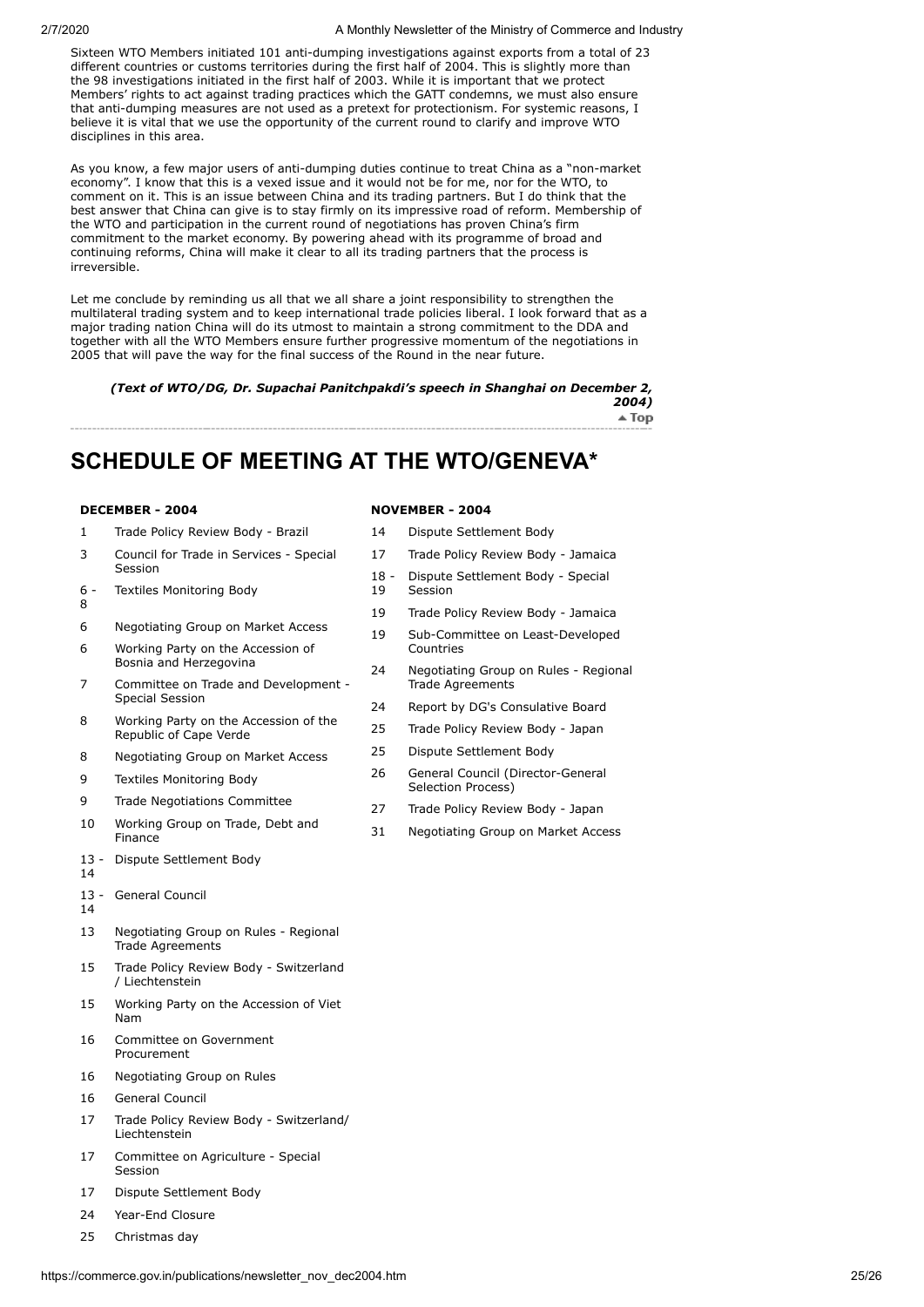Sixteen WTO Members initiated 101 anti-dumping investigations against exports from a total of 23 different countries or customs territories during the first half of 2004. This is slightly more than the 98 investigations initiated in the first half of 2003. While it is important that we protect Members' rights to act against trading practices which the GATT condemns, we must also ensure that anti-dumping measures are not used as a pretext for protectionism. For systemic reasons, I believe it is vital that we use the opportunity of the current round to clarify and improve WTO disciplines in this area.

As you know, a few major users of anti-dumping duties continue to treat China as a "non-market economy". I know that this is a vexed issue and it would not be for me, nor for the WTO, to comment on it. This is an issue between China and its trading partners. But I do think that the best answer that China can give is to stay firmly on its impressive road of reform. Membership of the WTO and participation in the current round of negotiations has proven China's firm commitment to the market economy. By powering ahead with its programme of broad and continuing reforms, China will make it clear to all its trading partners that the process is irreversible.

Let me conclude by reminding us all that we all share a joint responsibility to strengthen the multilateral trading system and to keep international trade policies liberal. I look forward that as a major trading nation China will do its utmost to maintain a strong commitment to the DDA and together with all the WTO Members ensure further progressive momentum of the negotiations in 2005 that will pave the way for the final success of the Round in the near future.

***(Text of WTO/DG, Dr. Supachai Panitchpakdi's speech in Shanghai on December 2, 2004)***

▲ Top

# SCHEDULE OF MEETING AT THE WTO/GENEVA*

**DECEMBER - 2004**

| | |
|---|---|
| 1 | Trade Policy Review Body - Brazil |
| 3 | Council for Trade in Services - Special Session |
| 6 - 8 | Textiles Monitoring Body |
| 6 | Negotiating Group on Market Access |
| 6 | Working Party on the Accession of Bosnia and Herzegovina |
| 7 | Committee on Trade and Development - Special Session |
| 8 | Working Party on the Accession of the Republic of Cape Verde |
| 8 | Negotiating Group on Market Access |
| 9 | Textiles Monitoring Body |
| 9 | Trade Negotiations Committee |
| 10 | Working Group on Trade, Debt and Finance |
| 13 - 14 | Dispute Settlement Body |
| 13 - 14 | General Council |
| 13 | Negotiating Group on Rules - Regional Trade Agreements |
| 15 | Trade Policy Review Body - Switzerland / Liechtenstein |
| 15 | Working Party on the Accession of Viet Nam |
| 16 | Committee on Government Procurement |
| 16 | Negotiating Group on Rules |
| 16 | General Council |
| 17 | Trade Policy Review Body - Switzerland/ Liechtenstein |
| 17 | Committee on Agriculture - Special Session |
| 17 | Dispute Settlement Body |
| 24 | Year-End Closure |
| 25 | Christmas day |

**NOVEMBER - 2004**

| | |
|---|---|
| 14 | Dispute Settlement Body |
| 17 | Trade Policy Review Body - Jamaica |
| 18 - 19 | Dispute Settlement Body - Special Session |
| 19 | Trade Policy Review Body - Jamaica |
| 19 | Sub-Committee on Least-Developed Countries |
| 24 | Negotiating Group on Rules - Regional Trade Agreements |
| 24 | Report by DG's Consulative Board |
| 25 | Trade Policy Review Body - Japan |
| 25 | Dispute Settlement Body |
| 26 | General Council (Director-General Selection Process) |
| 27 | Trade Policy Review Body - Japan |
| 31 | Negotiating Group on Market Access |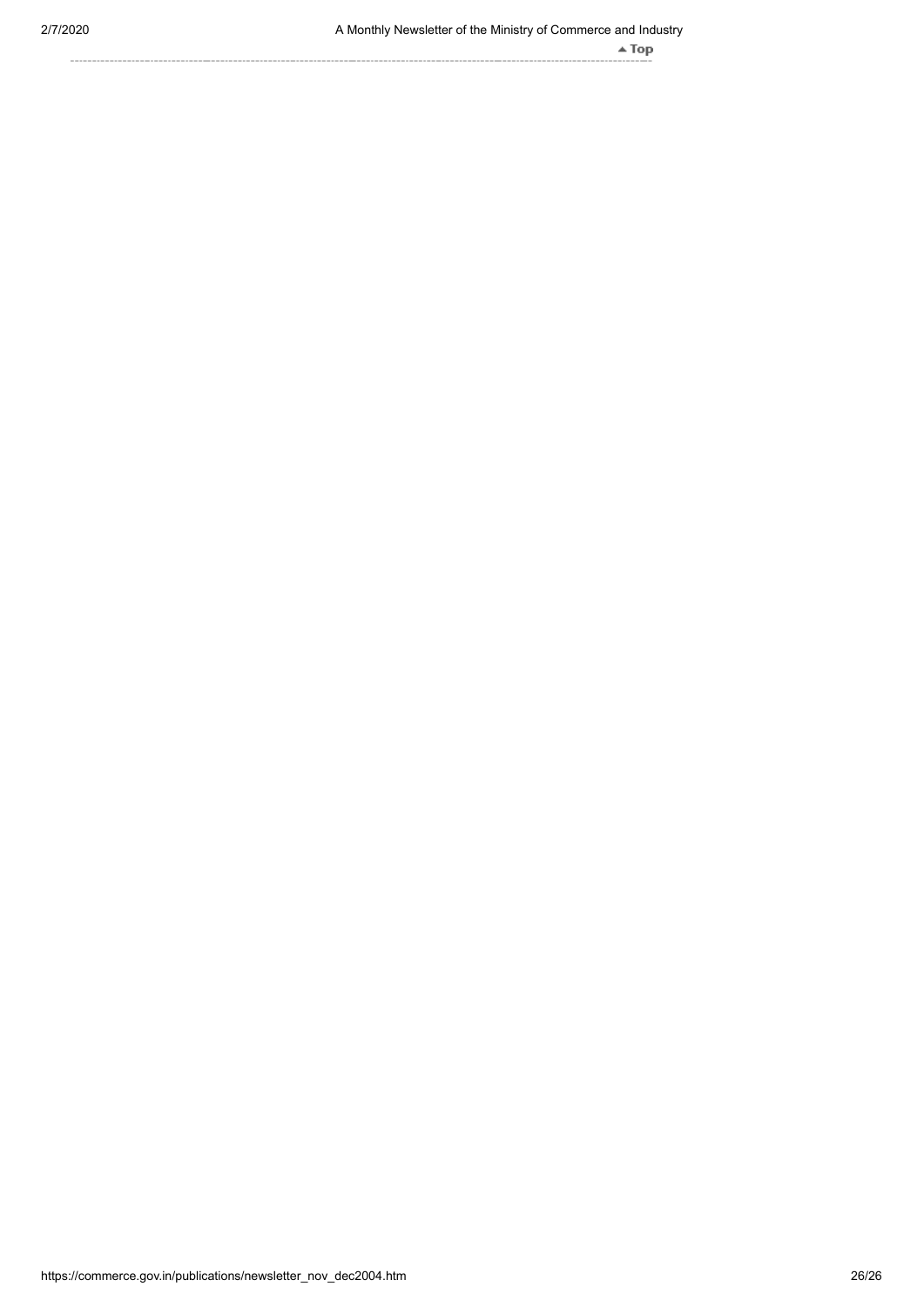▲ Top